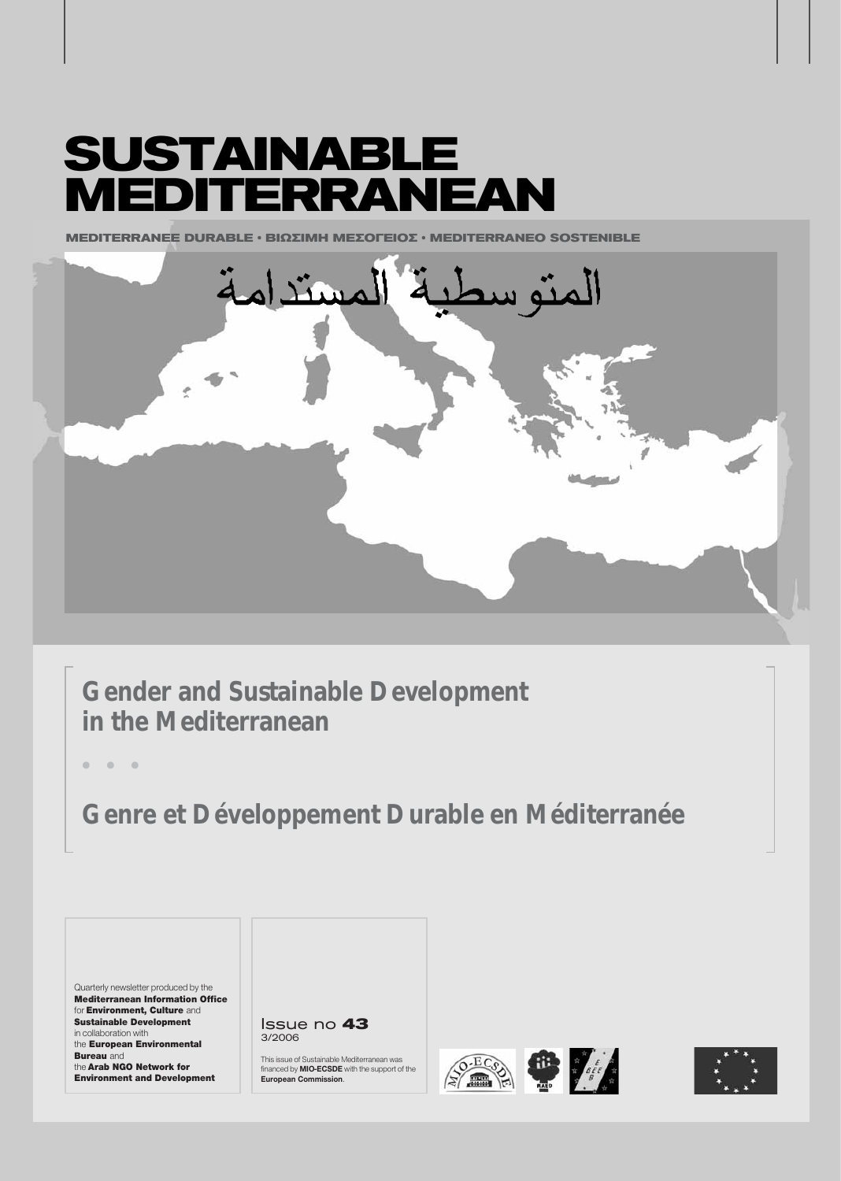# SUSTAINABLE MEDITERRANEAN

MEDITERRANEE DURABLE • ΒΙΩΣΙΜΗ ΜΕΣΟΓΕΙΟΣ • MEDITERRANEO SOSTENIBLE

المتوسطية المستدامة

## Gender and Sustainable Development in the Mediterranean

• • •

## Genre et Développement Durable en Méditerranée

Quarterly newsletter produced by the **Mediterranean Information Office** for **Environment, Culture** and **Sustainable Development** in collaboration with the **European Environmental Bureau** and the **Arab NGO Network for Environment and Development**

Issue no **43**
3/2006

This issue of Sustainable Mediterranean was financed by **MIO-ECSDE** with the support of the **European Commission**.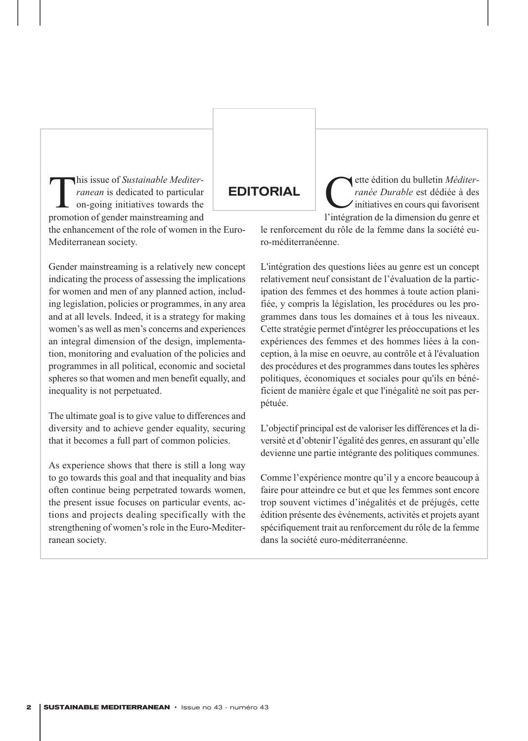# EDITORIAL

This issue of *Sustainable Mediterranean* is dedicated to particular on-going initiatives towards the promotion of gender mainstreaming and the enhancement of the role of women in the Euro-Mediterranean society.

Gender mainstreaming is a relatively new concept indicating the process of assessing the implications for women and men of any planned action, including legislation, policies or programmes, in any area and at all levels. Indeed, it is a strategy for making women's as well as men's concerns and experiences an integral dimension of the design, implementation, monitoring and evaluation of the policies and programmes in all political, economic and societal spheres so that women and men benefit equally, and inequality is not perpetuated.

The ultimate goal is to give value to differences and diversity and to achieve gender equality, securing that it becomes a full part of common policies.

As experience shows that there is still a long way to go towards this goal and that inequality and bias often continue being perpetrated towards women, the present issue focuses on particular events, actions and projects dealing specifically with the strengthening of women's role in the Euro-Mediterranean society.

Cette édition du bulletin *Méditerranée Durable* est dédiée à des initiatives en cours qui favorisent l'intégration de la dimension du genre et le renforcement du rôle de la femme dans la société euro-méditerranéenne.

L'intégration des questions liées au genre est un concept relativement neuf consistant de l'évaluation de la participation des femmes et des hommes à toute action planifiée, y compris la législation, les procédures ou les programmes dans tous les domaines et à tous les niveaux. Cette stratégie permet d'intégrer les préoccupations et les expériences des femmes et des hommes liées à la conception, à la mise en oeuvre, au contrôle et à l'évaluation des procédures et des programmes dans toutes les sphères politiques, économiques et sociales pour qu'ils en bénéficient de manière égale et que l'inégalité ne soit pas perpétuée.

L'objectif principal est de valoriser les différences et la diversité et d'obtenir l'égalité des genres, en assurant qu'elle devienne une partie intégrante des politiques communes.

Comme l'expérience montre qu'il y a encore beaucoup à faire pour atteindre ce but et que les femmes sont encore trop souvent victimes d'inégalités et de préjugés, cette édition présente des événements, activités et projets ayant spécifiquement trait au renforcement du rôle de la femme dans la société euro-méditerranéenne.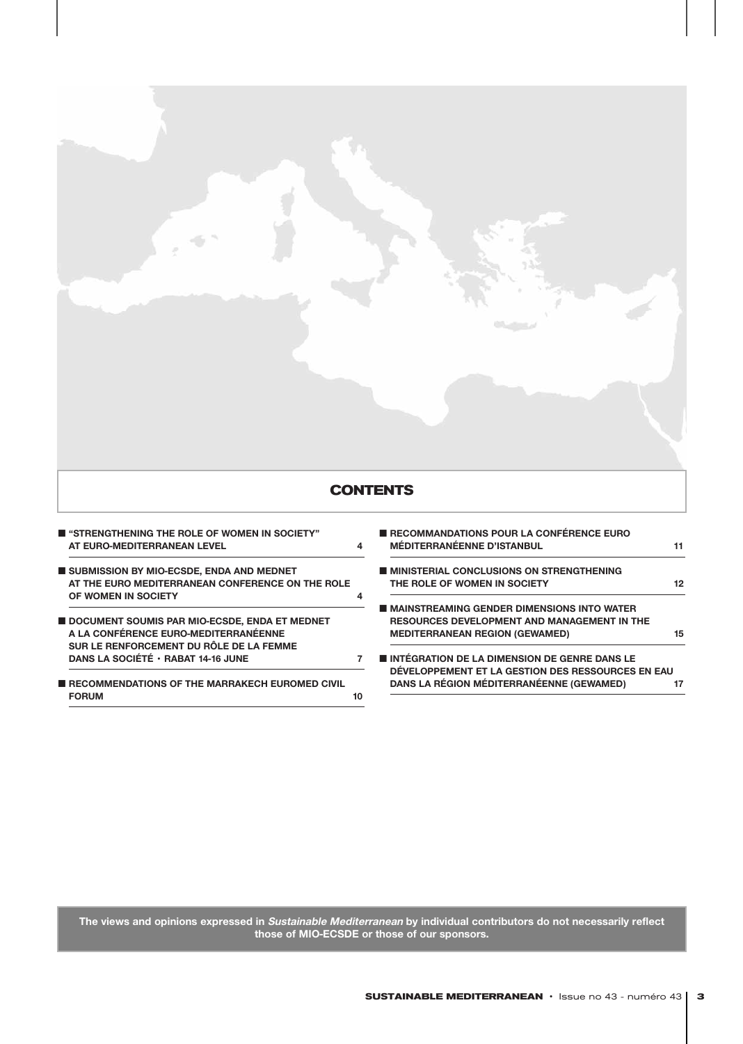# CONTENTS

- **"STRENGTHENING THE ROLE OF WOMEN IN SOCIETY" AT EURO-MEDITERRANEAN LEVEL** 4
- **SUBMISSION BY MIO-ECSDE, ENDA AND MEDNET AT THE EURO MEDITERRANEAN CONFERENCE ON THE ROLE OF WOMEN IN SOCIETY** 4
- **DOCUMENT SOUMIS PAR MIO-ECSDE, ENDA ET MEDNET A LA CONFÉRENCE EURO-MEDITERRANÉENNE SUR LE RENFORCEMENT DU RÔLE DE LA FEMME DANS LA SOCIÉTÉ • RABAT 14-16 JUNE** 7
- **RECOMMENDATIONS OF THE MARRAKECH EUROMED CIVIL FORUM** 10
- **RECOMMANDATIONS POUR LA CONFÉRENCE EURO MÉDITERRANÉENNE D'ISTANBUL** 11
- **MINISTERIAL CONCLUSIONS ON STRENGTHENING THE ROLE OF WOMEN IN SOCIETY** 12
- **MAINSTREAMING GENDER DIMENSIONS INTO WATER RESOURCES DEVELOPMENT AND MANAGEMENT IN THE MEDITERRANEAN REGION (GEWAMED)** 15
- **INTÉGRATION DE LA DIMENSION DE GENRE DANS LE DÉVELOPPEMENT ET LA GESTION DES RESSOURCES EN EAU DANS LA RÉGION MÉDITERRANÉENNE (GEWAMED)** 17

**The views and opinions expressed in *Sustainable Mediterranean* by individual contributors do not necessarily reflect those of MIO-ECSDE or those of our sponsors.**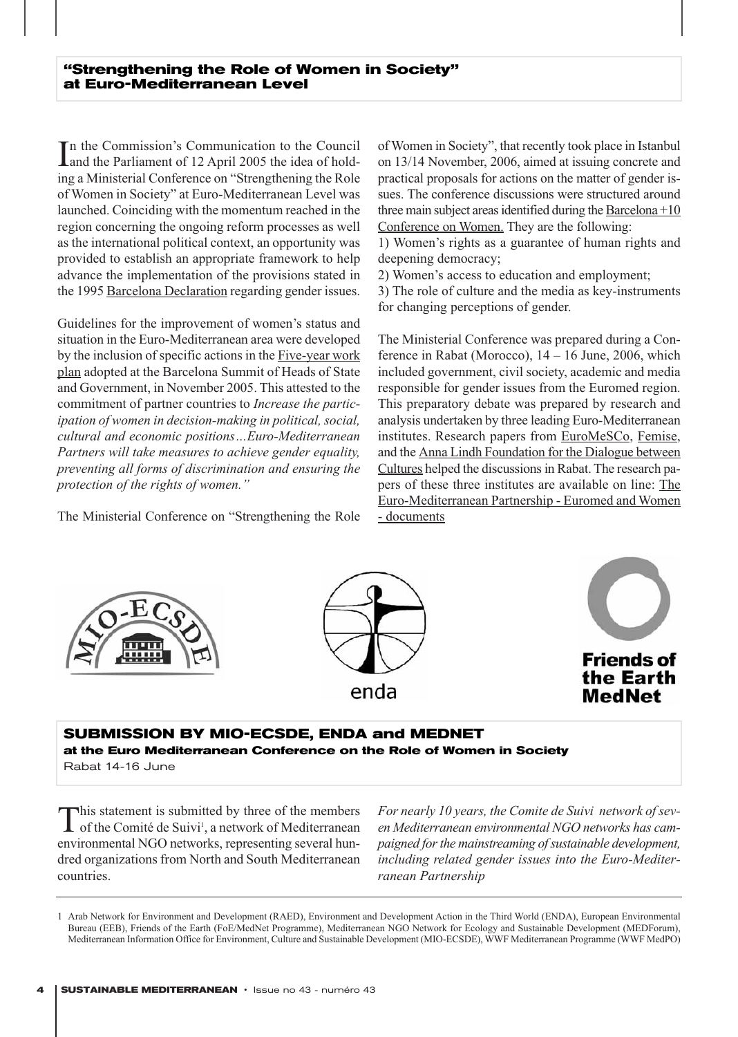## "Strengthening the Role of Women in Society" at Euro-Mediterranean Level

In the Commission's Communication to the Council and the Parliament of 12 April 2005 the idea of holding a Ministerial Conference on "Strengthening the Role of Women in Society" at Euro-Mediterranean Level was launched. Coinciding with the momentum reached in the region concerning the ongoing reform processes as well as the international political context, an opportunity was provided to establish an appropriate framework to help advance the implementation of the provisions stated in the 1995 Barcelona Declaration regarding gender issues.

Guidelines for the improvement of women's status and situation in the Euro-Mediterranean area were developed by the inclusion of specific actions in the Five-year work plan adopted at the Barcelona Summit of Heads of State and Government, in November 2005. This attested to the commitment of partner countries to *Increase the participation of women in decision-making in political, social, cultural and economic positions…Euro-Mediterranean Partners will take measures to achieve gender equality, preventing all forms of discrimination and ensuring the protection of the rights of women."*

The Ministerial Conference on "Strengthening the Role of Women in Society", that recently took place in Istanbul on 13/14 November, 2006, aimed at issuing concrete and practical proposals for actions on the matter of gender issues. The conference discussions were structured around three main subject areas identified during the Barcelona +10 Conference on Women. They are the following:

1) Women's rights as a guarantee of human rights and deepening democracy;
2) Women's access to education and employment;
3) The role of culture and the media as key-instruments for changing perceptions of gender.

The Ministerial Conference was prepared during a Conference in Rabat (Morocco), 14 – 16 June, 2006, which included government, civil society, academic and media responsible for gender issues from the Euromed region. This preparatory debate was prepared by research and analysis undertaken by three leading Euro-Mediterranean institutes. Research papers from EuroMeSCo, Femise, and the Anna Lindh Foundation for the Dialogue between Cultures helped the discussions in Rabat. The research papers of these three institutes are available on line: The Euro-Mediterranean Partnership - Euromed and Women - documents

MIO-ECSDE

enda

Friends of the Earth MedNet

## SUBMISSION BY MIO-ECSDE, ENDA and MEDNET

**at the Euro Mediterranean Conference on the Role of Women in Society**

Rabat 14-16 June

This statement is submitted by three of the members of the Comité de Suivi[1], a network of Mediterranean environmental NGO networks, representing several hundred organizations from North and South Mediterranean countries.

*For nearly 10 years, the Comite de Suivi network of seven Mediterranean environmental NGO networks has campaigned for the mainstreaming of sustainable development, including related gender issues into the Euro-Mediterranean Partnership*

---

1 Arab Network for Environment and Development (RAED), Environment and Development Action in the Third World (ENDA), European Environmental Bureau (EEB), Friends of the Earth (FoE/MedNet Programme), Mediterranean NGO Network for Ecology and Sustainable Development (MEDForum), Mediterranean Information Office for Environment, Culture and Sustainable Development (MIO-ECSDE), WWF Mediterranean Programme (WWF MedPO)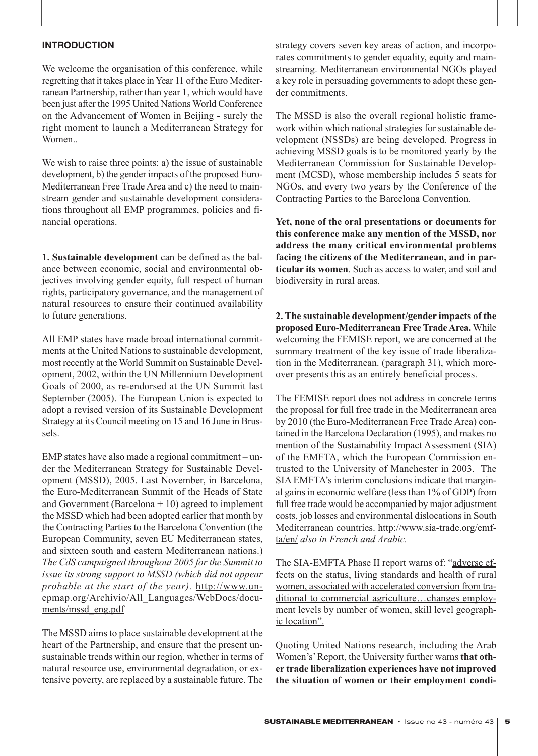## INTRODUCTION

We welcome the organisation of this conference, while regretting that it takes place in Year 11 of the Euro Mediterranean Partnership, rather than year 1, which would have been just after the 1995 United Nations World Conference on the Advancement of Women in Beijing - surely the right moment to launch a Mediterranean Strategy for Women..

We wish to raise three points: a) the issue of sustainable development, b) the gender impacts of the proposed Euro-Mediterranean Free Trade Area and c) the need to mainstream gender and sustainable development considerations throughout all EMP programmes, policies and financial operations.

**1. Sustainable development** can be defined as the balance between economic, social and environmental objectives involving gender equity, full respect of human rights, participatory governance, and the management of natural resources to ensure their continued availability to future generations.

All EMP states have made broad international commitments at the United Nations to sustainable development, most recently at the World Summit on Sustainable Development, 2002, within the UN Millennium Development Goals of 2000, as re-endorsed at the UN Summit last September (2005). The European Union is expected to adopt a revised version of its Sustainable Development Strategy at its Council meeting on 15 and 16 June in Brussels.

EMP states have also made a regional commitment – under the Mediterranean Strategy for Sustainable Development (MSSD), 2005. Last November, in Barcelona, the Euro-Mediterranean Summit of the Heads of State and Government (Barcelona + 10) agreed to implement the MSSD which had been adopted earlier that month by the Contracting Parties to the Barcelona Convention (the European Community, seven EU Mediterranean states, and sixteen south and eastern Mediterranean nations.) *The CdS campaigned throughout 2005 for the Summit to issue its strong support to MSSD (which did not appear probable at the start of the year).* http://www.unepmap.org/Archivio/All_Languages/WebDocs/documents/mssd_eng.pdf

The MSSD aims to place sustainable development at the heart of the Partnership, and ensure that the present unsustainable trends within our region, whether in terms of natural resource use, environmental degradation, or extensive poverty, are replaced by a sustainable future. The strategy covers seven key areas of action, and incorporates commitments to gender equality, equity and mainstreaming. Mediterranean environmental NGOs played a key role in persuading governments to adopt these gender commitments.

The MSSD is also the overall regional holistic framework within which national strategies for sustainable development (NSSDs) are being developed. Progress in achieving MSSD goals is to be monitored yearly by the Mediterranean Commission for Sustainable Development (MCSD), whose membership includes 5 seats for NGOs, and every two years by the Conference of the Contracting Parties to the Barcelona Convention.

**Yet, none of the oral presentations or documents for this conference make any mention of the MSSD, nor address the many critical environmental problems facing the citizens of the Mediterranean, and in particular its women**. Such as access to water, and soil and biodiversity in rural areas.

**2. The sustainable development/gender impacts of the proposed Euro-Mediterranean Free Trade Area.** While welcoming the FEMISE report, we are concerned at the summary treatment of the key issue of trade liberalization in the Mediterranean. (paragraph 31), which moreover presents this as an entirely beneficial process.

The FEMISE report does not address in concrete terms the proposal for full free trade in the Mediterranean area by 2010 (the Euro-Mediterranean Free Trade Area) contained in the Barcelona Declaration (1995), and makes no mention of the Sustainability Impact Assessment (SIA) of the EMFTA, which the European Commission entrusted to the University of Manchester in 2003. The SIA EMFTA's interim conclusions indicate that marginal gains in economic welfare (less than 1% of GDP) from full free trade would be accompanied by major adjustment costs, job losses and environmental dislocations in South Mediterranean countries. http://www.sia-trade.org/emfta/en/ *also in French and Arabic.*

The SIA-EMFTA Phase II report warns of: "adverse effects on the status, living standards and health of rural women, associated with accelerated conversion from traditional to commercial agriculture…changes employment levels by number of women, skill level geographic location".

Quoting United Nations research, including the Arab Women's' Report, the University further warns **that other trade liberalization experiences have not improved the situation of women or their employment condi-**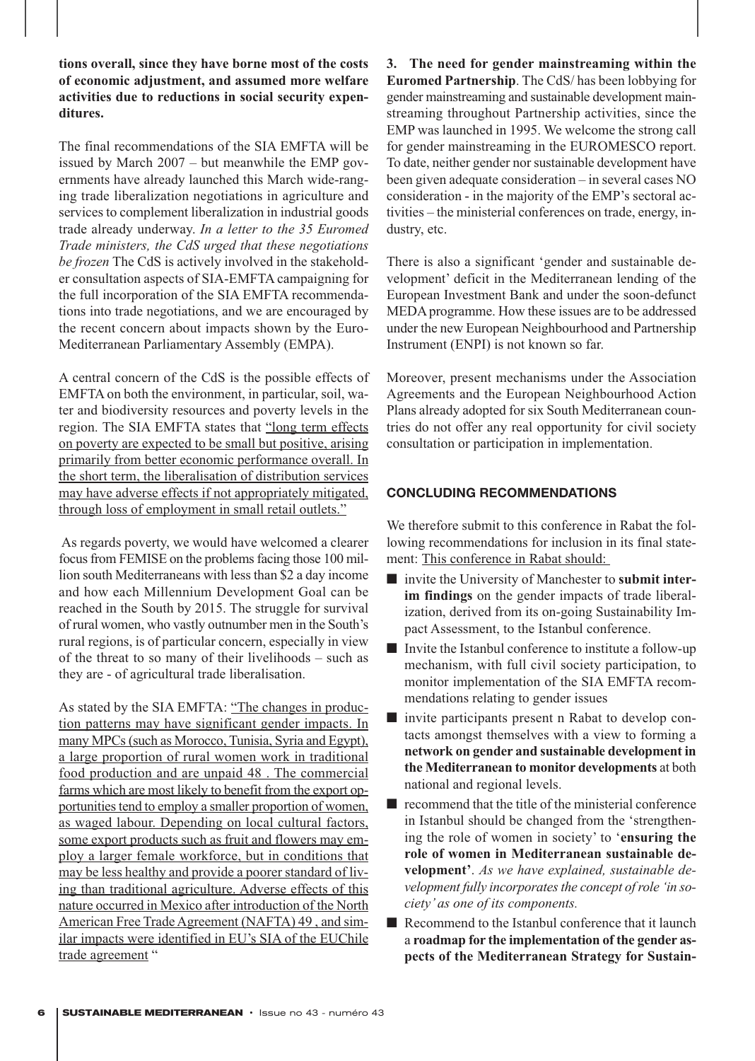**tions overall, since they have borne most of the costs of economic adjustment, and assumed more welfare activities due to reductions in social security expenditures.**

The final recommendations of the SIA EMFTA will be issued by March 2007 – but meanwhile the EMP governments have already launched this March wide-ranging trade liberalization negotiations in agriculture and services to complement liberalization in industrial goods trade already underway. *In a letter to the 35 Euromed Trade ministers, the CdS urged that these negotiations be frozen* The CdS is actively involved in the stakeholder consultation aspects of SIA-EMFTA campaigning for the full incorporation of the SIA EMFTA recommendations into trade negotiations, and we are encouraged by the recent concern about impacts shown by the Euro-Mediterranean Parliamentary Assembly (EMPA).

A central concern of the CdS is the possible effects of EMFTA on both the environment, in particular, soil, water and biodiversity resources and poverty levels in the region. The SIA EMFTA states that "long term effects on poverty are expected to be small but positive, arising primarily from better economic performance overall. In the short term, the liberalisation of distribution services may have adverse effects if not appropriately mitigated, through loss of employment in small retail outlets."

As regards poverty, we would have welcomed a clearer focus from FEMISE on the problems facing those 100 million south Mediterraneans with less than $2 a day income and how each Millennium Development Goal can be reached in the South by 2015. The struggle for survival of rural women, who vastly outnumber men in the South's rural regions, is of particular concern, especially in view of the threat to so many of their livelihoods – such as they are - of agricultural trade liberalisation.

As stated by the SIA EMFTA: "The changes in production patterns may have significant gender impacts. In many MPCs (such as Morocco, Tunisia, Syria and Egypt), a large proportion of rural women work in traditional food production and are unpaid 48 . The commercial farms which are most likely to benefit from the export opportunities tend to employ a smaller proportion of women, as waged labour. Depending on local cultural factors, some export products such as fruit and flowers may employ a larger female workforce, but in conditions that may be less healthy and provide a poorer standard of living than traditional agriculture. Adverse effects of this nature occurred in Mexico after introduction of the North American Free Trade Agreement (NAFTA) 49 , and similar impacts were identified in EU's SIA of the EUChile trade agreement "

**3. The need for gender mainstreaming within the Euromed Partnership**. The CdS/ has been lobbying for gender mainstreaming and sustainable development mainstreaming throughout Partnership activities, since the EMP was launched in 1995. We welcome the strong call for gender mainstreaming in the EUROMESCO report. To date, neither gender nor sustainable development have been given adequate consideration – in several cases NO consideration - in the majority of the EMP's sectoral activities – the ministerial conferences on trade, energy, industry, etc.

There is also a significant 'gender and sustainable development' deficit in the Mediterranean lending of the European Investment Bank and under the soon-defunct MEDA programme. How these issues are to be addressed under the new European Neighbourhood and Partnership Instrument (ENPI) is not known so far.

Moreover, present mechanisms under the Association Agreements and the European Neighbourhood Action Plans already adopted for six South Mediterranean countries do not offer any real opportunity for civil society consultation or participation in implementation.

## CONCLUDING RECOMMENDATIONS

We therefore submit to this conference in Rabat the following recommendations for inclusion in its final statement: This conference in Rabat should:

- invite the University of Manchester to **submit interim findings** on the gender impacts of trade liberalization, derived from its on-going Sustainability Impact Assessment, to the Istanbul conference.
- Invite the Istanbul conference to institute a follow-up mechanism, with full civil society participation, to monitor implementation of the SIA EMFTA recommendations relating to gender issues
- invite participants present n Rabat to develop contacts amongst themselves with a view to forming a **network on gender and sustainable development in the Mediterranean to monitor developments** at both national and regional levels.
- recommend that the title of the ministerial conference in Istanbul should be changed from the 'strengthening the role of women in society' to '**ensuring the role of women in Mediterranean sustainable development'**. *As we have explained, sustainable development fully incorporates the concept of role 'in society' as one of its components.*
- Recommend to the Istanbul conference that it launch a **roadmap for the implementation of the gender aspects of the Mediterranean Strategy for Sustain-**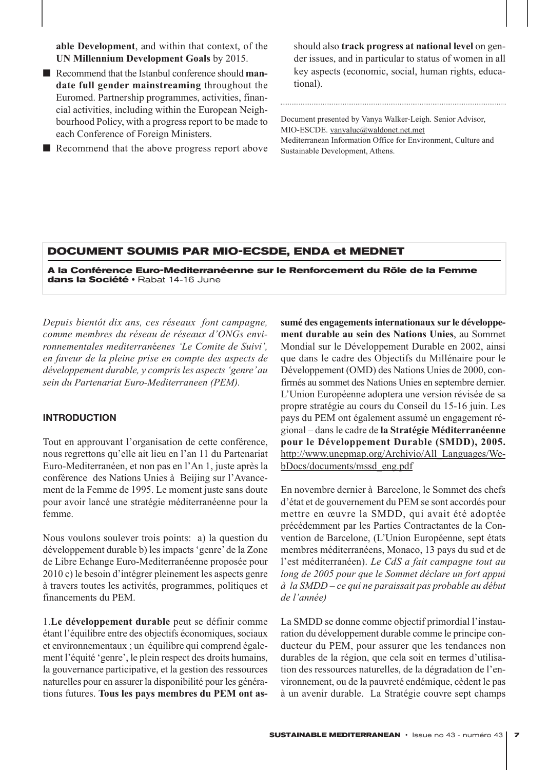**able Development**, and within that context, of the **UN Millennium Development Goals** by 2015.

- Recommend that the Istanbul conference should **mandate full gender mainstreaming** throughout the Euromed. Partnership programmes, activities, financial activities, including within the European Neighbourhood Policy, with a progress report to be made to each Conference of Foreign Ministers.
- Recommend that the above progress report above should also **track progress at national level** on gender issues, and in particular to status of women in all key aspects (economic, social, human rights, educational).

Document presented by Vanya Walker-Leigh. Senior Advisor, MIO-ESCDE. vanyaluc@waldonet.net.met
Mediterranean Information Office for Environment, Culture and Sustainable Development, Athens.

## DOCUMENT SOUMIS PAR MIO-ECSDE, ENDA et MEDNET

**A la Conférence Euro-Mediterranéenne sur le Renforcement du Rôle de la Femme dans la Société** • Rabat 14-16 June

*Depuis bientôt dix ans, ces réseaux font campagne, comme membres du réseau de réseaux d'ONGs environnementales mediterranéenes 'Le Comite de Suivi', en faveur de la pleine prise en compte des aspects de développement durable, y compris les aspects 'genre' au sein du Partenariat Euro-Mediterraneen (PEM).*

### INTRODUCTION

Tout en approuvant l'organisation de cette conférence, nous regrettons qu'elle ait lieu en l'an 11 du Partenariat Euro-Mediterranéen, et non pas en l'An 1, juste après la conférence des Nations Unies à Beijing sur l'Avancement de la Femme de 1995. Le moment juste sans doute pour avoir lancé une stratégie méditerranéenne pour la femme.

Nous voulons soulever trois points: a) la question du développement durable b) les impacts 'genre' de la Zone de Libre Echange Euro-Mediterranéenne proposée pour 2010 c) le besoin d'intégrer pleinement les aspects genre à travers toutes les activités, programmes, politiques et financements du PEM.

1.**Le développement durable** peut se définir comme étant l'équilibre entre des objectifs économiques, sociaux et environnementaux ; un équilibre qui comprend également l'équité 'genre', le plein respect des droits humains, la gouvernance participative, et la gestion des ressources naturelles pour en assurer la disponibilité pour les générations futures. **Tous les pays membres du PEM ont assumé des engagements internationaux sur le développement durable au sein des Nations Unies**, au Sommet Mondial sur le Développement Durable en 2002, ainsi que dans le cadre des Objectifs du Millénaire pour le Développement (OMD) des Nations Unies de 2000, confirmés au sommet des Nations Unies en septembre dernier. L'Union Européenne adoptera une version révisée de sa propre stratégie au cours du Conseil du 15-16 juin. Les pays du PEM ont également assumé un engagement régional – dans le cadre de **la Stratégie Méditerranéenne pour le Développement Durable (SMDD), 2005.** http://www.unepmap.org/Archivio/All_Languages/WebDocs/documents/mssd_eng.pdf

En novembre dernier à Barcelone, le Sommet des chefs d'état et de gouvernement du PEM se sont accordés pour mettre en œuvre la SMDD, qui avait été adoptée précédemment par les Parties Contractantes de la Convention de Barcelone, (L'Union Européenne, sept états membres méditerranéens, Monaco, 13 pays du sud et de l'est méditerranéen). *Le CdS a fait campagne tout au long de 2005 pour que le Sommet déclare un fort appui à la SMDD – ce qui ne paraissait pas probable au début de l'année)*

La SMDD se donne comme objectif primordial l'instauration du développement durable comme le principe conducteur du PEM, pour assurer que les tendances non durables de la région, que cela soit en termes d'utilisation des ressources naturelles, de la dégradation de l'environnement, ou de la pauvreté endémique, cèdent le pas à un avenir durable. La Stratégie couvre sept champs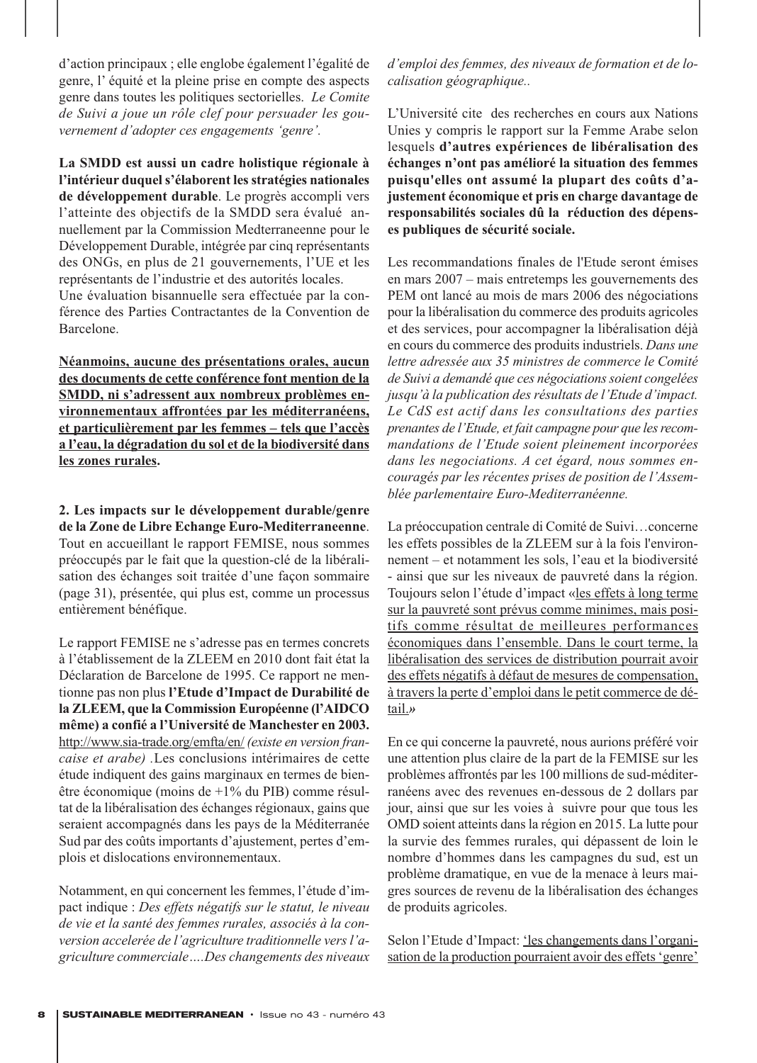d'action principaux ; elle englobe également l'égalité de genre, l' équité et la pleine prise en compte des aspects genre dans toutes les politiques sectorielles. *Le Comite de Suivi a joue un rôle clef pour persuader les gouvernement d'adopter ces engagements 'genre'.*

**La SMDD est aussi un cadre holistique régionale à l'intérieur duquel s'élaborent les stratégies nationales de développement durable**. Le progrès accompli vers l'atteinte des objectifs de la SMDD sera évalué annuellement par la Commission Medterraneenne pour le Développement Durable, intégrée par cinq représentants des ONGs, en plus de 21 gouvernements, l'UE et les représentants de l'industrie et des autorités locales.
Une évaluation bisannuelle sera effectuée par la conférence des Parties Contractantes de la Convention de Barcelone.

<u>**Néanmoins, aucune des présentations orales, aucun des documents de cette conférence font mention de la SMDD, ni s'adressent aux nombreux problèmes environnementaux affrontées par les méditerranéens, et particulièrement par les femmes – tels que l'accès a l'eau, la dégradation du sol et de la biodiversité dans les zones rurales.**</u>

**2. Les impacts sur le développement durable/genre de la Zone de Libre Echange Euro-Mediterraneenne**. Tout en accueillant le rapport FEMISE, nous sommes préoccupés par le fait que la question-clé de la libéralisation des échanges soit traitée d'une façon sommaire (page 31), présentée, qui plus est, comme un processus entièrement bénéfique.

Le rapport FEMISE ne s'adresse pas en termes concrets à l'établissement de la ZLEEM en 2010 dont fait état la Déclaration de Barcelone de 1995. Ce rapport ne mentionne pas non plus **l'Etude d'Impact de Durabilité de la ZLEEM, que la Commission Européenne (l'AIDCO même) a confié a l'Université de Manchester en 2003.** <u>http://www.sia-trade.org/emfta/en/</u> *(existe en version francaise et arabe)* .Les conclusions intérimaires de cette étude indiquent des gains marginaux en termes de bien-être économique (moins de +1% du PIB) comme résultat de la libéralisation des échanges régionaux, gains que seraient accompagnés dans les pays de la Méditerranée Sud par des coûts importants d'ajustement, pertes d'emplois et dislocations environnementaux.

Notamment, en qui concernent les femmes, l'étude d'impact indique : *Des effets négatifs sur le statut, le niveau de vie et la santé des femmes rurales, associés à la conversion accelerée de l'agriculture traditionnelle vers l'agriculture commerciale….Des changements des niveaux d'emploi des femmes, des niveaux de formation et de localisation géographique..*

L'Université cite des recherches en cours aux Nations Unies y compris le rapport sur la Femme Arabe selon lesquels **d'autres expériences de libéralisation des échanges n'ont pas amélioré la situation des femmes puisqu'elles ont assumé la plupart des coûts d'ajustement économique et pris en charge davantage de responsabilités sociales dû la réduction des dépenses publiques de sécurité sociale.**

Les recommandations finales de l'Etude seront émises en mars 2007 – mais entretemps les gouvernements des PEM ont lancé au mois de mars 2006 des négociations pour la libéralisation du commerce des produits agricoles et des services, pour accompagner la libéralisation déjà en cours du commerce des produits industriels. *Dans une lettre adressée aux 35 ministres de commerce le Comité de Suivi a demandé que ces négociations soient congelées jusqu'à la publication des résultats de l'Etude d'impact. Le CdS est actif dans les consultations des parties prenantes de l'Etude, et fait campagne pour que les recommandations de l'Etude soient pleinement incorporées dans les negociations. A cet égard, nous sommes encouragés par les récentes prises de position de l'Assemblée parlementaire Euro-Mediterranéenne.*

La préoccupation centrale di Comité de Suivi…concerne les effets possibles de la ZLEEM sur à la fois l'environnement – et notamment les sols, l'eau et la biodiversité - ainsi que sur les niveaux de pauvreté dans la région. Toujours selon l'étude d'impact «<u>les effets à long terme sur la pauvreté sont prévus comme minimes, mais positifs comme résultat de meilleures performances économiques dans l'ensemble. Dans le court terme, la libéralisation des services de distribution pourrait avoir des effets négatifs à défaut de mesures de compensation, à travers la perte d'emploi dans le petit commerce de détail.</u>*»*

En ce qui concerne la pauvreté, nous aurions préféré voir une attention plus claire de la part de la FEMISE sur les problèmes affrontés par les 100 millions de sud-méditerranéens avec des revenues en-dessous de 2 dollars par jour, ainsi que sur les voies à suivre pour que tous les OMD soient atteints dans la région en 2015. La lutte pour la survie des femmes rurales, qui dépassent de loin le nombre d'hommes dans les campagnes du sud, est un problème dramatique, en vue de la menace à leurs maigres sources de revenu de la libéralisation des échanges de produits agricoles.

Selon l'Etude d'Impact: <u>'les changements dans l'organisation de la production pourraient avoir des effets 'genre'</u>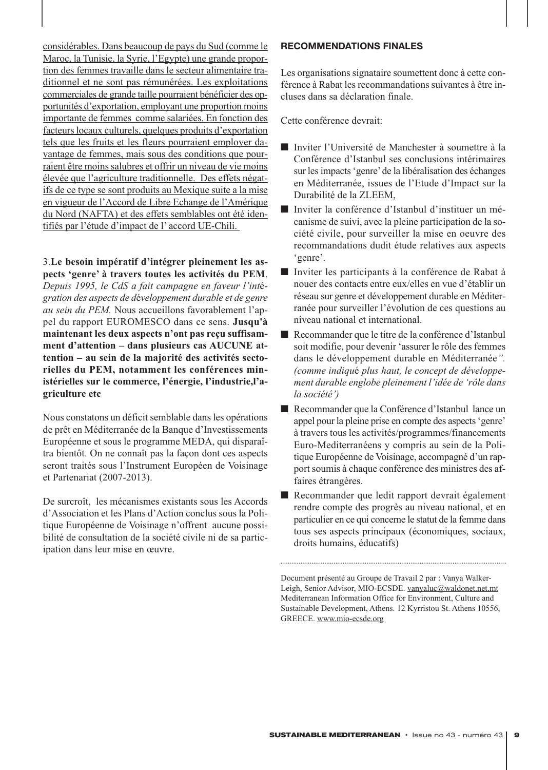considérables. Dans beaucoup de pays du Sud (comme le Maroc, la Tunisie, la Syrie, l'Egypte) une grande proportion des femmes travaille dans le secteur alimentaire traditionnel et ne sont pas rémunérées. Les exploitations commerciales de grande taille pourraient bénéficier des opportunités d'exportation, employant une proportion moins importante de femmes comme salariées. En fonction des facteurs locaux culturels, quelques produits d'exportation tels que les fruits et les fleurs pourraient employer davantage de femmes, mais sous des conditions que pourraient être moins salubres et offrir un niveau de vie moins élevée que l'agriculture traditionnelle. Des effets négatifs de ce type se sont produits au Mexique suite a la mise en vigueur de l'Accord de Libre Echange de l'Amérique du Nord (NAFTA) et des effets semblables ont été identifiés par l'étude d'impact de l' accord UE-Chili.

3.**Le besoin impératif d'intégrer pleinement les aspects 'genre' à travers toutes les activités du PEM**. *Depuis 1995, le CdS a fait campagne en faveur l'intégration des aspects de développement durable et de genre au sein du PEM.* Nous accueillons favorablement l'appel du rapport EUROMESCO dans ce sens. **Jusqu'à maintenant les deux aspects n'ont pas reçu suffisamment d'attention – dans plusieurs cas AUCUNE attention – au sein de la majorité des activités sectorielles du PEM, notamment les conférences ministérielles sur le commerce, l'énergie, l'industrie,l'agriculture etc**

Nous constatons un déficit semblable dans les opérations de prêt en Méditerranée de la Banque d'Investissements Européenne et sous le programme MEDA, qui disparaîtra bientôt. On ne connaît pas la façon dont ces aspects seront traités sous l'Instrument Européen de Voisinage et Partenariat (2007-2013).

De surcroît, les mécanismes existants sous les Accords d'Association et les Plans d'Action conclus sous la Politique Européenne de Voisinage n'offrent aucune possibilité de consultation de la société civile ni de sa participation dans leur mise en œuvre.

### RECOMMENDATIONS FINALES

Les organisations signataire soumettent donc à cette conférence à Rabat les recommandations suivantes à être incluses dans sa déclaration finale.

Cette conférence devrait:

- Inviter l'Université de Manchester à soumettre à la Conférence d'Istanbul ses conclusions intérimaires sur les impacts 'genre' de la libéralisation des échanges en Méditerranée, issues de l'Etude d'Impact sur la Durabilité de la ZLEEM,
- Inviter la conférence d'Istanbul d'instituer un mécanisme de suivi, avec la pleine participation de la société civile, pour surveiller la mise en oeuvre des recommandations dudit étude relatives aux aspects 'genre'.
- Inviter les participants à la conférence de Rabat à nouer des contacts entre eux/elles en vue d'établir un réseau sur genre et développement durable en Méditerranée pour surveiller l'évolution de ces questions au niveau national et international.
- Recommander que le titre de la conférence d'Istanbul soit modifie, pour devenir 'assurer le rôle des femmes dans le développement durable en Méditerranée*". (comme indiqué plus haut, le concept de développement durable englobe pleinement l'idée de 'rôle dans la société')*
- Recommander que la Conférence d'Istanbul lance un appel pour la pleine prise en compte des aspects 'genre' à travers tous les activités/programmes/financements Euro-Mediterranéens y compris au sein de la Politique Européenne de Voisinage, accompagné d'un rapport soumis à chaque conférence des ministres des affaires étrangères.
- Recommander que ledit rapport devrait également rendre compte des progrès au niveau national, et en particulier en ce qui concerne le statut de la femme dans tous ses aspects principaux (économiques, sociaux, droits humains, éducatifs)

---

Document présenté au Groupe de Travail 2 par : Vanya Walker-Leigh, Senior Advisor, MIO-ECSDE. vanyaluc@waldonet.net.mt Mediterranean Information Office for Environment, Culture and Sustainable Development, Athens. 12 Kyrristou St. Athens 10556, GREECE. www.mio-ecsde.org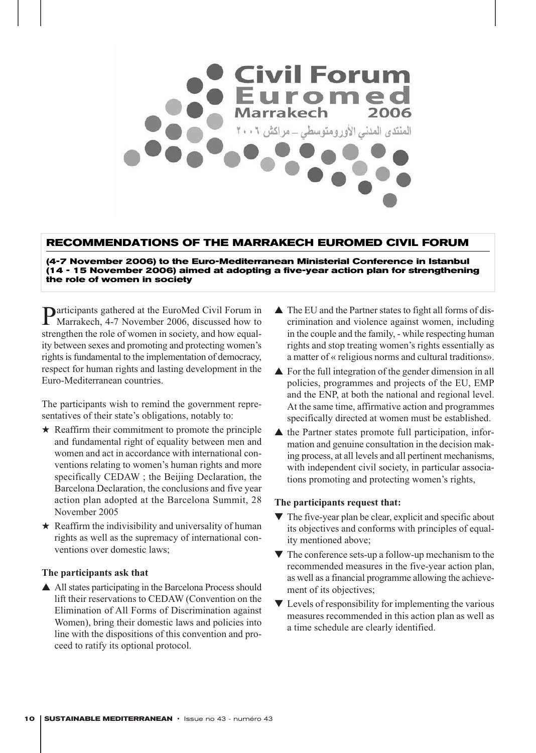Civil Forum
Euromed
Marrakech 2006
المنتدى المدني الأورومتوسطي – مراكش ٢٠٠٦

## RECOMMENDATIONS OF THE MARRAKECH EUROMED CIVIL FORUM

**(4-7 November 2006) to the Euro-Mediterranean Ministerial Conference in Istanbul (14 - 15 November 2006) aimed at adopting a five-year action plan for strengthening the role of women in society**

Participants gathered at the EuroMed Civil Forum in Marrakech, 4-7 November 2006, discussed how to strengthen the role of women in society, and how equality between sexes and promoting and protecting women's rights is fundamental to the implementation of democracy, respect for human rights and lasting development in the Euro-Mediterranean countries.

The participants wish to remind the government representatives of their state's obligations, notably to:

- ★ Reaffirm their commitment to promote the principle and fundamental right of equality between men and women and act in accordance with international conventions relating to women's human rights and more specifically CEDAW ; the Beijing Declaration, the Barcelona Declaration, the conclusions and five year action plan adopted at the Barcelona Summit, 28 November 2005
- ★ Reaffirm the indivisibility and universality of human rights as well as the supremacy of international conventions over domestic laws;

**The participants ask that**

- ▲ All states participating in the Barcelona Process should lift their reservations to CEDAW (Convention on the Elimination of All Forms of Discrimination against Women), bring their domestic laws and policies into line with the dispositions of this convention and proceed to ratify its optional protocol.
- ▲ The EU and the Partner states to fight all forms of discrimination and violence against women, including in the couple and the family, - while respecting human rights and stop treating women's rights essentially as a matter of « religious norms and cultural traditions».
- ▲ For the full integration of the gender dimension in all policies, programmes and projects of the EU, EMP and the ENP, at both the national and regional level. At the same time, affirmative action and programmes specifically directed at women must be established.
- ▲ the Partner states promote full participation, information and genuine consultation in the decision making process, at all levels and all pertinent mechanisms, with independent civil society, in particular associations promoting and protecting women's rights,

**The participants request that:**

- ▼ The five-year plan be clear, explicit and specific about its objectives and conforms with principles of equality mentioned above;
- ▼ The conference sets-up a follow-up mechanism to the recommended measures in the five-year action plan, as well as a financial programme allowing the achievement of its objectives;
- ▼ Levels of responsibility for implementing the various measures recommended in this action plan as well as a time schedule are clearly identified.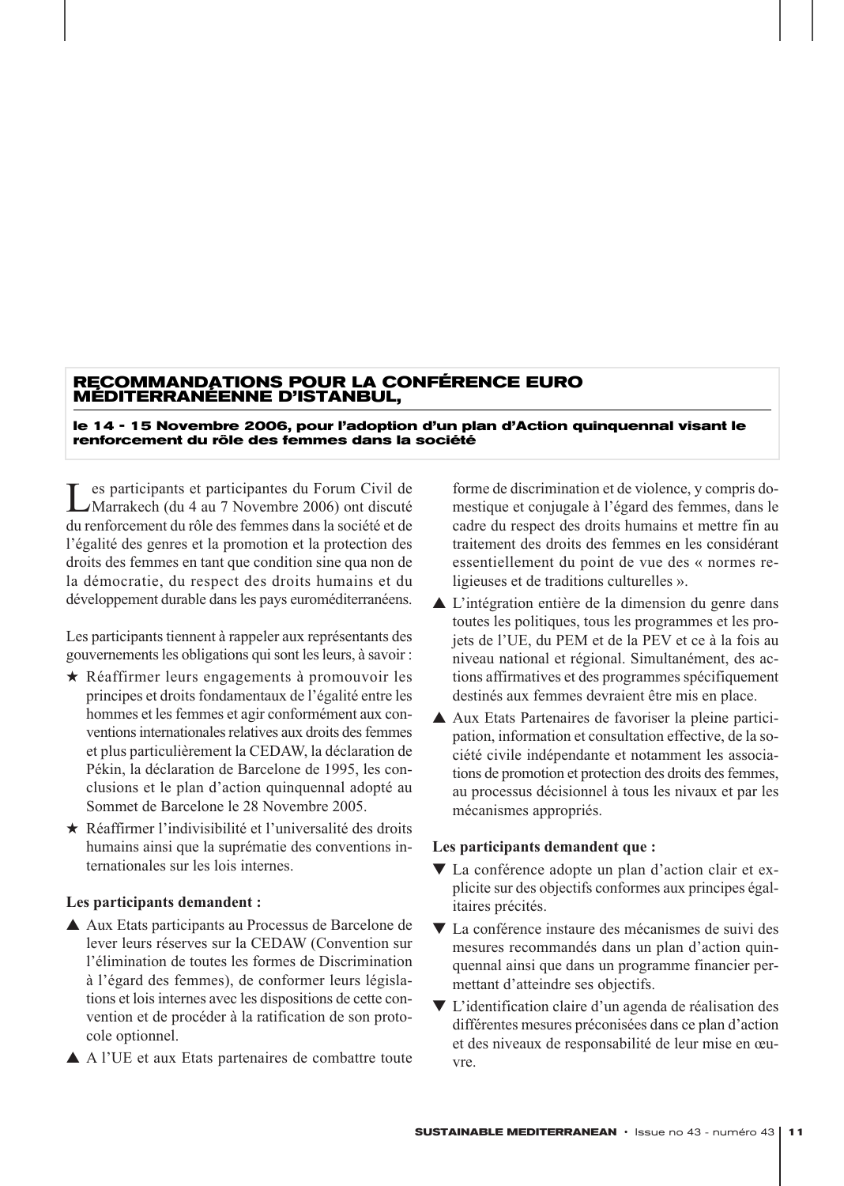## RECOMMANDATIONS POUR LA CONFÉRENCE EURO MÉDITERRANÉENNE D'ISTANBUL,

**le 14 - 15 Novembre 2006, pour l'adoption d'un plan d'Action quinquennal visant le renforcement du rôle des femmes dans la société**

Les participants et participantes du Forum Civil de Marrakech (du 4 au 7 Novembre 2006) ont discuté du renforcement du rôle des femmes dans la société et de l'égalité des genres et la promotion et la protection des droits des femmes en tant que condition sine qua non de la démocratie, du respect des droits humains et du développement durable dans les pays euroméditerranéens.

Les participants tiennent à rappeler aux représentants des gouvernements les obligations qui sont les leurs, à savoir :

- ★ Réaffirmer leurs engagements à promouvoir les principes et droits fondamentaux de l'égalité entre les hommes et les femmes et agir conformément aux conventions internationales relatives aux droits des femmes et plus particulièrement la CEDAW, la déclaration de Pékin, la déclaration de Barcelone de 1995, les conclusions et le plan d'action quinquennal adopté au Sommet de Barcelone le 28 Novembre 2005.
- ★ Réaffirmer l'indivisibilité et l'universalité des droits humains ainsi que la suprématie des conventions internationales sur les lois internes.

**Les participants demandent :**

- ▲ Aux Etats participants au Processus de Barcelone de lever leurs réserves sur la CEDAW (Convention sur l'élimination de toutes les formes de Discrimination à l'égard des femmes), de conformer leurs législations et lois internes avec les dispositions de cette convention et de procéder à la ratification de son protocole optionnel.
- ▲ A l'UE et aux Etats partenaires de combattre toute forme de discrimination et de violence, y compris domestique et conjugale à l'égard des femmes, dans le cadre du respect des droits humains et mettre fin au traitement des droits des femmes en les considérant essentiellement du point de vue des « normes religieuses et de traditions culturelles ».
- ▲ L'intégration entière de la dimension du genre dans toutes les politiques, tous les programmes et les projets de l'UE, du PEM et de la PEV et ce à la fois au niveau national et régional. Simultanément, des actions affirmatives et des programmes spécifiquement destinés aux femmes devraient être mis en place.
- ▲ Aux Etats Partenaires de favoriser la pleine participation, information et consultation effective, de la société civile indépendante et notamment les associations de promotion et protection des droits des femmes, au processus décisionnel à tous les niveaux et par les mécanismes appropriés.

**Les participants demandent que :**

- ▼ La conférence adopte un plan d'action clair et explicite sur des objectifs conformes aux principes égalitaires précités.
- ▼ La conférence instaure des mécanismes de suivi des mesures recommandés dans un plan d'action quinquennal ainsi que dans un programme financier permettant d'atteindre ses objectifs.
- ▼ L'identification claire d'un agenda de réalisation des différentes mesures préconisées dans ce plan d'action et des niveaux de responsabilité de leur mise en œuvre.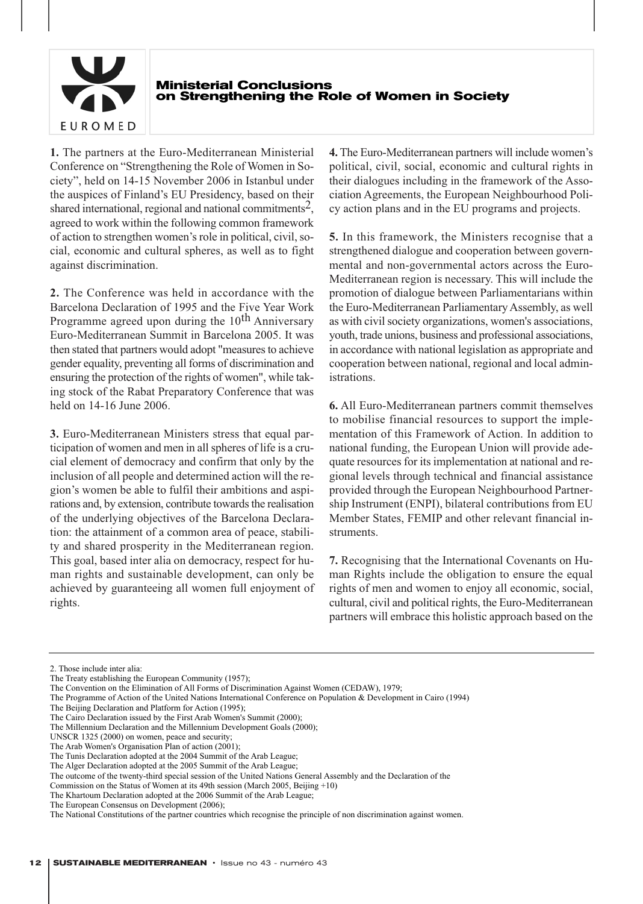## Ministerial Conclusions on Strengthening the Role of Women in Society

**1.** The partners at the Euro-Mediterranean Ministerial Conference on "Strengthening the Role of Women in Society", held on 14-15 November 2006 in Istanbul under the auspices of Finland's EU Presidency, based on their shared international, regional and national commitments[2], agreed to work within the following common framework of action to strengthen women's role in political, civil, social, economic and cultural spheres, as well as to fight against discrimination.

**2.** The Conference was held in accordance with the Barcelona Declaration of 1995 and the Five Year Work Programme agreed upon during the 10th Anniversary Euro-Mediterranean Summit in Barcelona 2005. It was then stated that partners would adopt "measures to achieve gender equality, preventing all forms of discrimination and ensuring the protection of the rights of women", while taking stock of the Rabat Preparatory Conference that was held on 14-16 June 2006.

**3.** Euro-Mediterranean Ministers stress that equal participation of women and men in all spheres of life is a crucial element of democracy and confirm that only by the inclusion of all people and determined action will the region's women be able to fulfil their ambitions and aspirations and, by extension, contribute towards the realisation of the underlying objectives of the Barcelona Declaration: the attainment of a common area of peace, stability and shared prosperity in the Mediterranean region. This goal, based inter alia on democracy, respect for human rights and sustainable development, can only be achieved by guaranteeing all women full enjoyment of rights.

**4.** The Euro-Mediterranean partners will include women's political, civil, social, economic and cultural rights in their dialogues including in the framework of the Association Agreements, the European Neighbourhood Policy action plans and in the EU programs and projects.

**5.** In this framework, the Ministers recognise that a strengthened dialogue and cooperation between governmental and non-governmental actors across the Euro-Mediterranean region is necessary. This will include the promotion of dialogue between Parliamentarians within the Euro-Mediterranean Parliamentary Assembly, as well as with civil society organizations, women's associations, youth, trade unions, business and professional associations, in accordance with national legislation as appropriate and cooperation between national, regional and local administrations.

**6.** All Euro-Mediterranean partners commit themselves to mobilise financial resources to support the implementation of this Framework of Action. In addition to national funding, the European Union will provide adequate resources for its implementation at national and regional levels through technical and financial assistance provided through the European Neighbourhood Partnership Instrument (ENPI), bilateral contributions from EU Member States, FEMIP and other relevant financial instruments.

**7.** Recognising that the International Covenants on Human Rights include the obligation to ensure the equal rights of men and women to enjoy all economic, social, cultural, civil and political rights, the Euro-Mediterranean partners will embrace this holistic approach based on the

---

2. Those include inter alia:
The Treaty establishing the European Community (1957);
The Convention on the Elimination of All Forms of Discrimination Against Women (CEDAW), 1979;
The Programme of Action of the United Nations International Conference on Population & Development in Cairo (1994)
The Beijing Declaration and Platform for Action (1995);
The Cairo Declaration issued by the First Arab Women's Summit (2000);
The Millennium Declaration and the Millennium Development Goals (2000);
UNSCR 1325 (2000) on women, peace and security;
The Arab Women's Organisation Plan of action (2001);
The Tunis Declaration adopted at the 2004 Summit of the Arab League;
The Alger Declaration adopted at the 2005 Summit of the Arab League;
The outcome of the twenty-third special session of the United Nations General Assembly and the Declaration of the Commission on the Status of Women at its 49th session (March 2005, Beijing +10)
The Khartoum Declaration adopted at the 2006 Summit of the Arab League;
The European Consensus on Development (2006);
The National Constitutions of the partner countries which recognise the principle of non discrimination against women.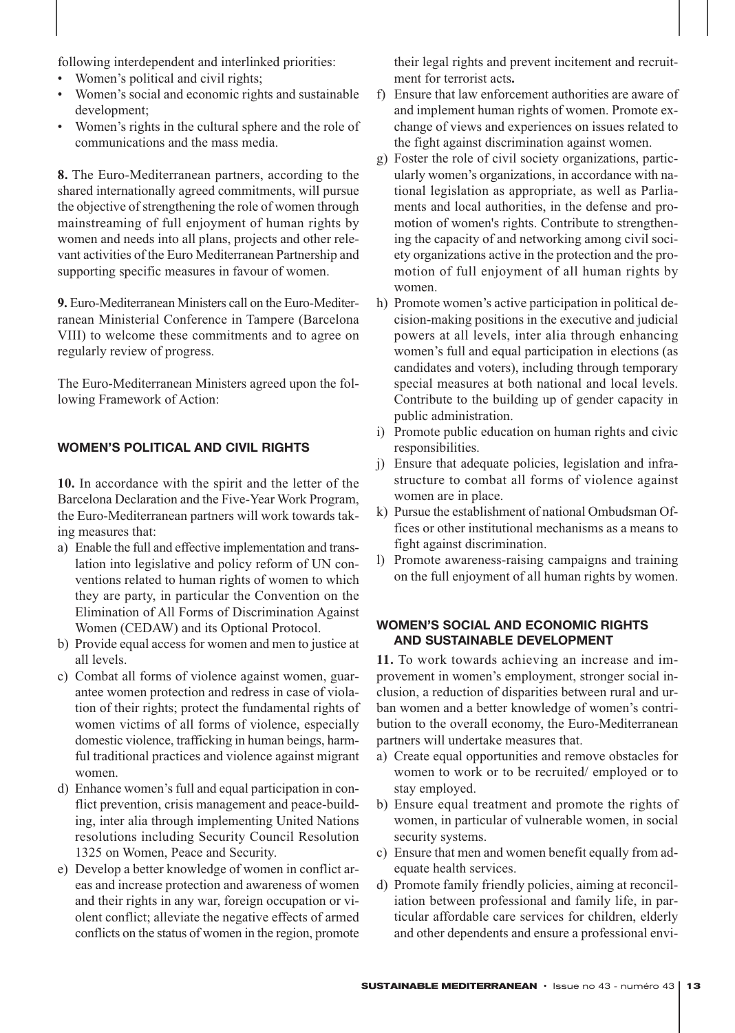following interdependent and interlinked priorities:

- Women's political and civil rights;
- Women's social and economic rights and sustainable development;
- Women's rights in the cultural sphere and the role of communications and the mass media.

**8.** The Euro-Mediterranean partners, according to the shared internationally agreed commitments, will pursue the objective of strengthening the role of women through mainstreaming of full enjoyment of human rights by women and needs into all plans, projects and other relevant activities of the Euro Mediterranean Partnership and supporting specific measures in favour of women.

**9.** Euro-Mediterranean Ministers call on the Euro-Mediterranean Ministerial Conference in Tampere (Barcelona VIII) to welcome these commitments and to agree on regularly review of progress.

The Euro-Mediterranean Ministers agreed upon the following Framework of Action:

## WOMEN'S POLITICAL AND CIVIL RIGHTS

**10.** In accordance with the spirit and the letter of the Barcelona Declaration and the Five-Year Work Program, the Euro-Mediterranean partners will work towards taking measures that:

a) Enable the full and effective implementation and translation into legislative and policy reform of UN conventions related to human rights of women to which they are party, in particular the Convention on the Elimination of All Forms of Discrimination Against Women (CEDAW) and its Optional Protocol.
b) Provide equal access for women and men to justice at all levels.
c) Combat all forms of violence against women, guarantee women protection and redress in case of violation of their rights; protect the fundamental rights of women victims of all forms of violence, especially domestic violence, trafficking in human beings, harmful traditional practices and violence against migrant women.
d) Enhance women's full and equal participation in conflict prevention, crisis management and peace-building, inter alia through implementing United Nations resolutions including Security Council Resolution 1325 on Women, Peace and Security.
e) Develop a better knowledge of women in conflict areas and increase protection and awareness of women and their rights in any war, foreign occupation or violent conflict; alleviate the negative effects of armed conflicts on the status of women in the region, promote their legal rights and prevent incitement and recruitment for terrorist acts**.**
f) Ensure that law enforcement authorities are aware of and implement human rights of women. Promote exchange of views and experiences on issues related to the fight against discrimination against women.
g) Foster the role of civil society organizations, particularly women's organizations, in accordance with national legislation as appropriate, as well as Parliaments and local authorities, in the defense and promotion of women's rights. Contribute to strengthening the capacity of and networking among civil society organizations active in the protection and the promotion of full enjoyment of all human rights by women.
h) Promote women's active participation in political decision-making positions in the executive and judicial powers at all levels, inter alia through enhancing women's full and equal participation in elections (as candidates and voters), including through temporary special measures at both national and local levels. Contribute to the building up of gender capacity in public administration.
i) Promote public education on human rights and civic responsibilities.
j) Ensure that adequate policies, legislation and infrastructure to combat all forms of violence against women are in place.
k) Pursue the establishment of national Ombudsman Offices or other institutional mechanisms as a means to fight against discrimination.
l) Promote awareness-raising campaigns and training on the full enjoyment of all human rights by women.

## WOMEN'S SOCIAL AND ECONOMIC RIGHTS AND SUSTAINABLE DEVELOPMENT

**11.** To work towards achieving an increase and improvement in women's employment, stronger social inclusion, a reduction of disparities between rural and urban women and a better knowledge of women's contribution to the overall economy, the Euro-Mediterranean partners will undertake measures that.

a) Create equal opportunities and remove obstacles for women to work or to be recruited/ employed or to stay employed.
b) Ensure equal treatment and promote the rights of women, in particular of vulnerable women, in social security systems.
c) Ensure that men and women benefit equally from adequate health services.
d) Promote family friendly policies, aiming at reconciliation between professional and family life, in particular affordable care services for children, elderly and other dependents and ensure a professional envi-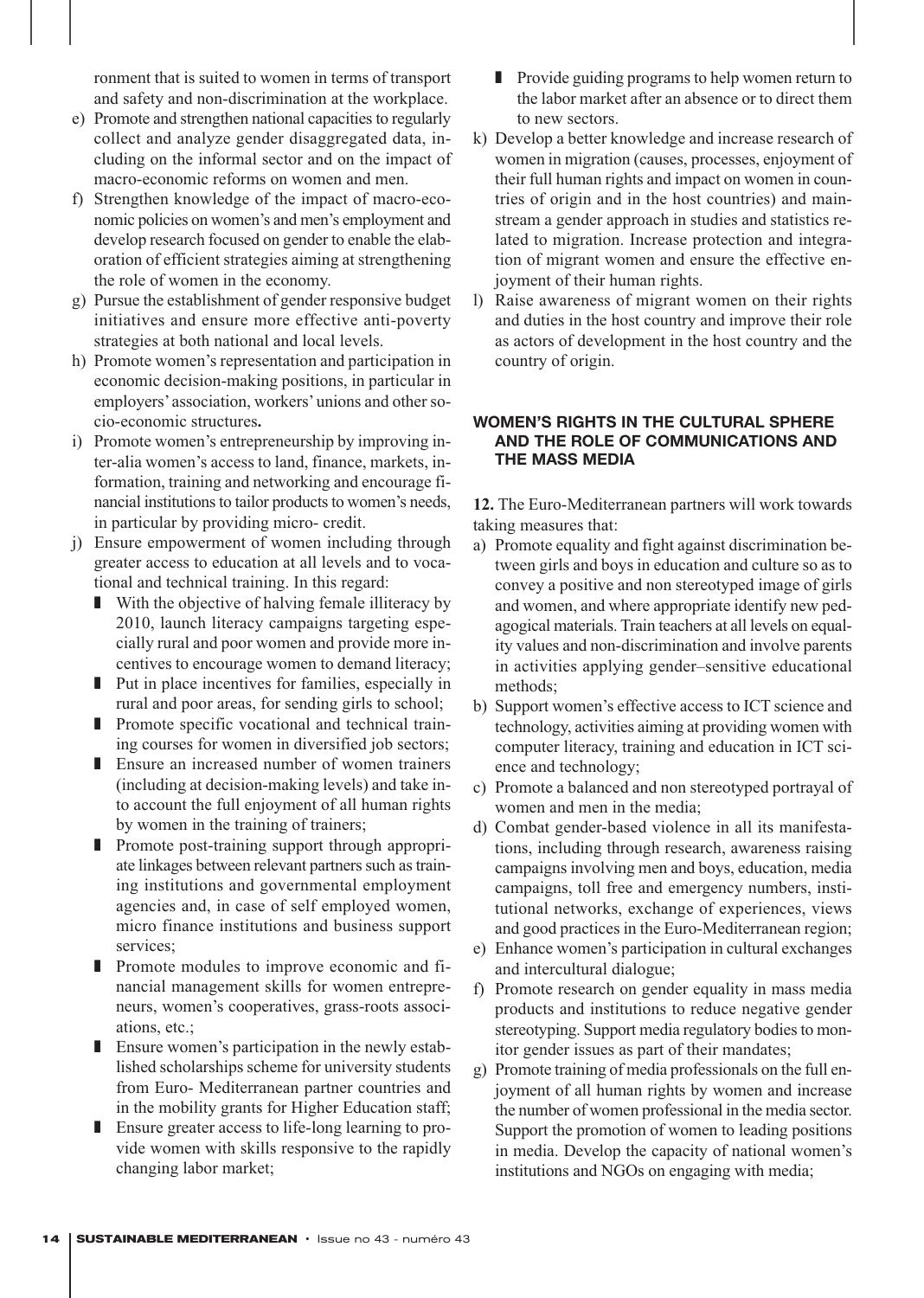ronment that is suited to women in terms of transport and safety and non-discrimination at the workplace.

e) Promote and strengthen national capacities to regularly collect and analyze gender disaggregated data, including on the informal sector and on the impact of macro-economic reforms on women and men.
f) Strengthen knowledge of the impact of macro-economic policies on women's and men's employment and develop research focused on gender to enable the elaboration of efficient strategies aiming at strengthening the role of women in the economy.
g) Pursue the establishment of gender responsive budget initiatives and ensure more effective anti-poverty strategies at both national and local levels.
h) Promote women's representation and participation in economic decision-making positions, in particular in employers' association, workers' unions and other socio-economic structures**.**
i) Promote women's entrepreneurship by improving inter-alia women's access to land, finance, markets, information, training and networking and encourage financial institutions to tailor products to women's needs, in particular by providing micro- credit.
j) Ensure empowerment of women including through greater access to education at all levels and to vocational and technical training. In this regard:
   - With the objective of halving female illiteracy by 2010, launch literacy campaigns targeting especially rural and poor women and provide more incentives to encourage women to demand literacy;
   - Put in place incentives for families, especially in rural and poor areas, for sending girls to school;
   - Promote specific vocational and technical training courses for women in diversified job sectors;
   - Ensure an increased number of women trainers (including at decision-making levels) and take into account the full enjoyment of all human rights by women in the training of trainers;
   - Promote post-training support through appropriate linkages between relevant partners such as training institutions and governmental employment agencies and, in case of self employed women, micro finance institutions and business support services;
   - Promote modules to improve economic and financial management skills for women entrepreneurs, women's cooperatives, grass-roots associations, etc.;
   - Ensure women's participation in the newly established scholarships scheme for university students from Euro- Mediterranean partner countries and in the mobility grants for Higher Education staff;
   - Ensure greater access to life-long learning to provide women with skills responsive to the rapidly changing labor market;
   - Provide guiding programs to help women return to the labor market after an absence or to direct them to new sectors.
k) Develop a better knowledge and increase research of women in migration (causes, processes, enjoyment of their full human rights and impact on women in countries of origin and in the host countries) and mainstream a gender approach in studies and statistics related to migration. Increase protection and integration of migrant women and ensure the effective enjoyment of their human rights.
l) Raise awareness of migrant women on their rights and duties in the host country and improve their role as actors of development in the host country and the country of origin.

### WOMEN'S RIGHTS IN THE CULTURAL SPHERE AND THE ROLE OF COMMUNICATIONS AND THE MASS MEDIA

**12.** The Euro-Mediterranean partners will work towards taking measures that:

a) Promote equality and fight against discrimination between girls and boys in education and culture so as to convey a positive and non stereotyped image of girls and women, and where appropriate identify new pedagogical materials. Train teachers at all levels on equality values and non-discrimination and involve parents in activities applying gender–sensitive educational methods;
b) Support women's effective access to ICT science and technology, activities aiming at providing women with computer literacy, training and education in ICT science and technology;
c) Promote a balanced and non stereotyped portrayal of women and men in the media;
d) Combat gender-based violence in all its manifestations, including through research, awareness raising campaigns involving men and boys, education, media campaigns, toll free and emergency numbers, institutional networks, exchange of experiences, views and good practices in the Euro-Mediterranean region;
e) Enhance women's participation in cultural exchanges and intercultural dialogue;
f) Promote research on gender equality in mass media products and institutions to reduce negative gender stereotyping. Support media regulatory bodies to monitor gender issues as part of their mandates;
g) Promote training of media professionals on the full enjoyment of all human rights by women and increase the number of women professional in the media sector. Support the promotion of women to leading positions in media. Develop the capacity of national women's institutions and NGOs on engaging with media;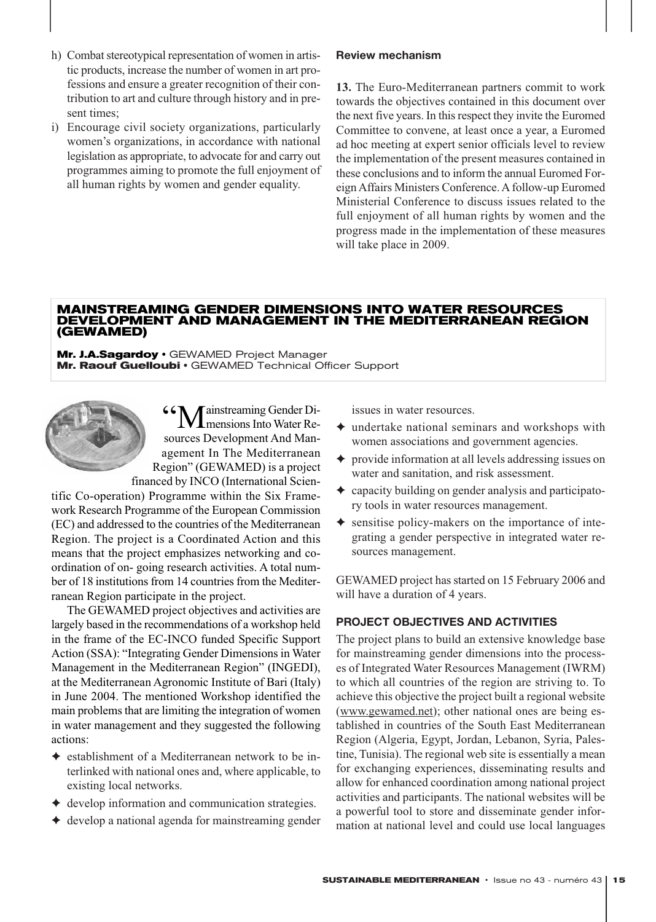h) Combat stereotypical representation of women in artistic products, increase the number of women in art professions and ensure a greater recognition of their contribution to art and culture through history and in present times;
i) Encourage civil society organizations, particularly women's organizations, in accordance with national legislation as appropriate, to advocate for and carry out programmes aiming to promote the full enjoyment of all human rights by women and gender equality.

#### Review mechanism

**13.** The Euro-Mediterranean partners commit to work towards the objectives contained in this document over the next five years. In this respect they invite the Euromed Committee to convene, at least once a year, a Euromed ad hoc meeting at expert senior officials level to review the implementation of the present measures contained in these conclusions and to inform the annual Euromed Foreign Affairs Ministers Conference. A follow-up Euromed Ministerial Conference to discuss issues related to the full enjoyment of all human rights by women and the progress made in the implementation of these measures will take place in 2009.

## MAINSTREAMING GENDER DIMENSIONS INTO WATER RESOURCES DEVELOPMENT AND MANAGEMENT IN THE MEDITERRANEAN REGION (GEWAMED)

**Mr. J.A.Sagardoy** • GEWAMED Project Manager
**Mr. Raouf Guelloubi** • GEWAMED Technical Officer Support

"Mainstreaming Gender Dimensions Into Water Resources Development And Management In The Mediterranean Region" (GEWAMED) is a project financed by INCO (International Scientific Co-operation) Programme within the Six Framework Research Programme of the European Commission (EC) and addressed to the countries of the Mediterranean Region. The project is a Coordinated Action and this means that the project emphasizes networking and coordination of on- going research activities. A total number of 18 institutions from 14 countries from the Mediterranean Region participate in the project.

The GEWAMED project objectives and activities are largely based in the recommendations of a workshop held in the frame of the EC-INCO funded Specific Support Action (SSA): "Integrating Gender Dimensions in Water Management in the Mediterranean Region" (INGEDI), at the Mediterranean Agronomic Institute of Bari (Italy) in June 2004. The mentioned Workshop identified the main problems that are limiting the integration of women in water management and they suggested the following actions:

- establishment of a Mediterranean network to be interlinked with national ones and, where applicable, to existing local networks.
- develop information and communication strategies.
- develop a national agenda for mainstreaming gender issues in water resources.
- undertake national seminars and workshops with women associations and government agencies.
- provide information at all levels addressing issues on water and sanitation, and risk assessment.
- capacity building on gender analysis and participatory tools in water resources management.
- sensitise policy-makers on the importance of integrating a gender perspective in integrated water resources management.

GEWAMED project has started on 15 February 2006 and will have a duration of 4 years.

### PROJECT OBJECTIVES AND ACTIVITIES

The project plans to build an extensive knowledge base for mainstreaming gender dimensions into the processes of Integrated Water Resources Management (IWRM) to which all countries of the region are striving to. To achieve this objective the project built a regional website (www.gewamed.net); other national ones are being established in countries of the South East Mediterranean Region (Algeria, Egypt, Jordan, Lebanon, Syria, Palestine, Tunisia). The regional web site is essentially a mean for exchanging experiences, disseminating results and allow for enhanced coordination among national project activities and participants. The national websites will be a powerful tool to store and disseminate gender information at national level and could use local languages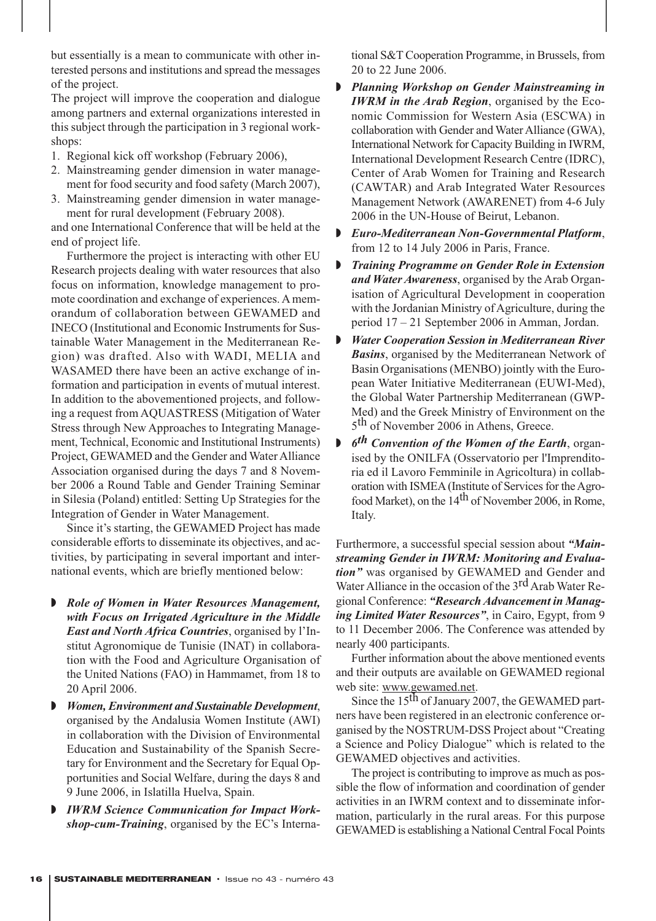but essentially is a mean to communicate with other interested persons and institutions and spread the messages of the project.

The project will improve the cooperation and dialogue among partners and external organizations interested in this subject through the participation in 3 regional workshops:

1. Regional kick off workshop (February 2006),
2. Mainstreaming gender dimension in water management for food security and food safety (March 2007),
3. Mainstreaming gender dimension in water management for rural development (February 2008).

and one International Conference that will be held at the end of project life.

Furthermore the project is interacting with other EU Research projects dealing with water resources that also focus on information, knowledge management to promote coordination and exchange of experiences. A memorandum of collaboration between GEWAMED and INECO (Institutional and Economic Instruments for Sustainable Water Management in the Mediterranean Region) was drafted. Also with WADI, MELIA and WASAMED there have been an active exchange of information and participation in events of mutual interest. In addition to the abovementioned projects, and following a request from AQUASTRESS (Mitigation of Water Stress through New Approaches to Integrating Management, Technical, Economic and Institutional Instruments) Project, GEWAMED and the Gender and Water Alliance Association organised during the days 7 and 8 November 2006 a Round Table and Gender Training Seminar in Silesia (Poland) entitled: Setting Up Strategies for the Integration of Gender in Water Management.

Since it's starting, the GEWAMED Project has made considerable efforts to disseminate its objectives, and activities, by participating in several important and international events, which are briefly mentioned below:

- ***Role of Women in Water Resources Management, with Focus on Irrigated Agriculture in the Middle East and North Africa Countries***, organised by l'Institut Agronomique de Tunisie (INAT) in collaboration with the Food and Agriculture Organisation of the United Nations (FAO) in Hammamet, from 18 to 20 April 2006.
- ***Women, Environment and Sustainable Development***, organised by the Andalusia Women Institute (AWI) in collaboration with the Division of Environmental Education and Sustainability of the Spanish Secretary for Environment and the Secretary for Equal Opportunities and Social Welfare, during the days 8 and 9 June 2006, in Islatilla Huelva, Spain.
- ***IWRM Science Communication for Impact Workshop-cum-Training***, organised by the EC's International S&T Cooperation Programme, in Brussels, from 20 to 22 June 2006.
- ***Planning Workshop on Gender Mainstreaming in IWRM in the Arab Region***, organised by the Economic Commission for Western Asia (ESCWA) in collaboration with Gender and Water Alliance (GWA), International Network for Capacity Building in IWRM, International Development Research Centre (IDRC), Center of Arab Women for Training and Research (CAWTAR) and Arab Integrated Water Resources Management Network (AWARENET) from 4-6 July 2006 in the UN-House of Beirut, Lebanon.
- ***Euro-Mediterranean Non-Governmental Platform***, from 12 to 14 July 2006 in Paris, France.
- ***Training Programme on Gender Role in Extension and Water Awareness***, organised by the Arab Organisation of Agricultural Development in cooperation with the Jordanian Ministry of Agriculture, during the period 17 – 21 September 2006 in Amman, Jordan.
- ***Water Cooperation Session in Mediterranean River Basins***, organised by the Mediterranean Network of Basin Organisations (MENBO) jointly with the European Water Initiative Mediterranean (EUWI-Med), the Global Water Partnership Mediterranean (GWP-Med) and the Greek Ministry of Environment on the 5th of November 2006 in Athens, Greece.
- ***6th Convention of the Women of the Earth***, organised by the ONILFA (Osservatorio per l'Imprenditoria ed il Lavoro Femminile in Agricoltura) in collaboration with ISMEA (Institute of Services for the Agrofood Market), on the 14th of November 2006, in Rome, Italy.

Furthermore, a successful special session about ***"Mainstreaming Gender in IWRM: Monitoring and Evaluation"*** was organised by GEWAMED and Gender and Water Alliance in the occasion of the 3rd Arab Water Regional Conference: ***"Research Advancement in Managing Limited Water Resources"***, in Cairo, Egypt, from 9 to 11 December 2006. The Conference was attended by nearly 400 participants.

Further information about the above mentioned events and their outputs are available on GEWAMED regional web site: www.gewamed.net.

Since the 15th of January 2007, the GEWAMED partners have been registered in an electronic conference organised by the NOSTRUM-DSS Project about "Creating a Science and Policy Dialogue" which is related to the GEWAMED objectives and activities.

The project is contributing to improve as much as possible the flow of information and coordination of gender activities in an IWRM context and to disseminate information, particularly in the rural areas. For this purpose GEWAMED is establishing a National Central Focal Points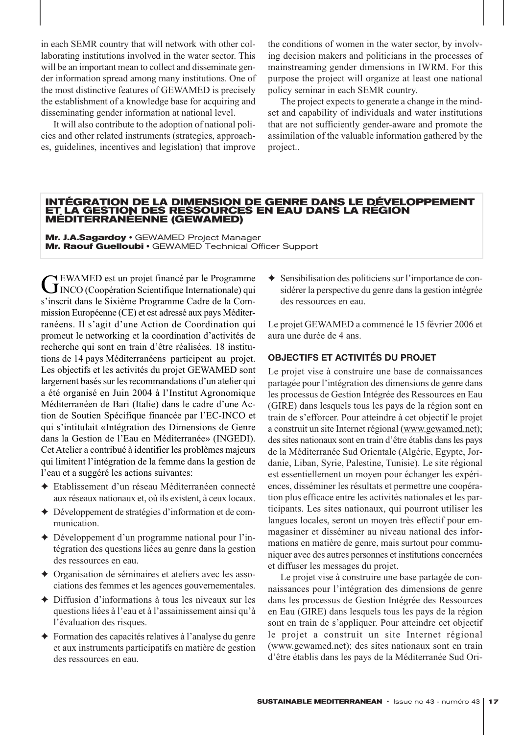in each SEMR country that will network with other collaborating institutions involved in the water sector. This will be an important mean to collect and disseminate gender information spread among many institutions. One of the most distinctive features of GEWAMED is precisely the establishment of a knowledge base for acquiring and disseminating gender information at national level.

It will also contribute to the adoption of national policies and other related instruments (strategies, approaches, guidelines, incentives and legislation) that improve the conditions of women in the water sector, by involving decision makers and politicians in the processes of mainstreaming gender dimensions in IWRM. For this purpose the project will organize at least one national policy seminar in each SEMR country.

The project expects to generate a change in the mindset and capability of individuals and water institutions that are not sufficiently gender-aware and promote the assimilation of the valuable information gathered by the project..

## INTÉGRATION DE LA DIMENSION DE GENRE DANS LE DÉVELOPPEMENT ET LA GESTION DES RESSOURCES EN EAU DANS LA RÉGION MÉDITERRANÉENNE (GEWAMED)

**Mr. J.A.Sagardoy** • GEWAMED Project Manager
**Mr. Raouf Guelloubi** • GEWAMED Technical Officer Support

GEWAMED est un projet financé par le Programme INCO (Coopération Scientifique Internationale) qui s'inscrit dans le Sixième Programme Cadre de la Commission Européenne (CE) et est adressé aux pays Méditerranéens. Il s'agit d'une Action de Coordination qui promeut le networking et la coordination d'activités de recherche qui sont en train d'être réalisées. 18 institutions de 14 pays Méditerranéens participent au projet. Les objectifs et les activités du projet GEWAMED sont largement basés sur les recommandations d'un atelier qui a été organisé en Juin 2004 à l'Institut Agronomique Méditerranéen de Bari (Italie) dans le cadre d'une Action de Soutien Spécifique financée par l'EC-INCO et qui s'intitulait «Intégration des Dimensions de Genre dans la Gestion de l'Eau en Méditerranée» (INGEDI). Cet Atelier a contribué à identifier les problèmes majeurs qui limitent l'intégration de la femme dans la gestion de l'eau et a suggéré les actions suivantes:

- Etablissement d'un réseau Méditerranéen connecté aux réseaux nationaux et, où ils existent, à ceux locaux.
- Développement de stratégies d'information et de communication.
- Développement d'un programme national pour l'intégration des questions liées au genre dans la gestion des ressources en eau.
- Organisation de séminaires et ateliers avec les associations des femmes et les agences gouvernementales.
- Diffusion d'informations à tous les niveaux sur les questions liées à l'eau et à l'assainissement ainsi qu'à l'évaluation des risques.
- Formation des capacités relatives à l'analyse du genre et aux instruments participatifs en matière de gestion des ressources en eau.
- Sensibilisation des politiciens sur l'importance de considérer la perspective du genre dans la gestion intégrée des ressources en eau.

Le projet GEWAMED a commencé le 15 février 2006 et aura une durée de 4 ans.

### OBJECTIFS ET ACTIVITÉS DU PROJET

Le projet vise à construire une base de connaissances partagée pour l'intégration des dimensions de genre dans les processus de Gestion Intégrée des Ressources en Eau (GIRE) dans lesquels tous les pays de la région sont en train de s'efforcer. Pour atteindre à cet objectif le projet a construit un site Internet régional (www.gewamed.net); des sites nationaux sont en train d'être établis dans les pays de la Méditerranée Sud Orientale (Algérie, Egypte, Jordanie, Liban, Syrie, Palestine, Tunisie). Le site régional est essentiellement un moyen pour échanger les expériences, disséminer les résultats et permettre une coopération plus efficace entre les activités nationales et les participants. Les sites nationaux, qui pourront utiliser les langues locales, seront un moyen très effectif pour emmagasiner et disséminer au niveau national des informations en matière de genre, mais surtout pour communiquer avec des autres personnes et institutions concernées et diffuser les messages du projet.

Le projet vise à construire une base partagée de connaissances pour l'intégration des dimensions de genre dans les processus de Gestion Intégrée des Ressources en Eau (GIRE) dans lesquels tous les pays de la région sont en train de s'appliquer. Pour atteindre cet objectif le projet a construit un site Internet régional (www.gewamed.net); des sites nationaux sont en train d'être établis dans les pays de la Méditerranée Sud Ori-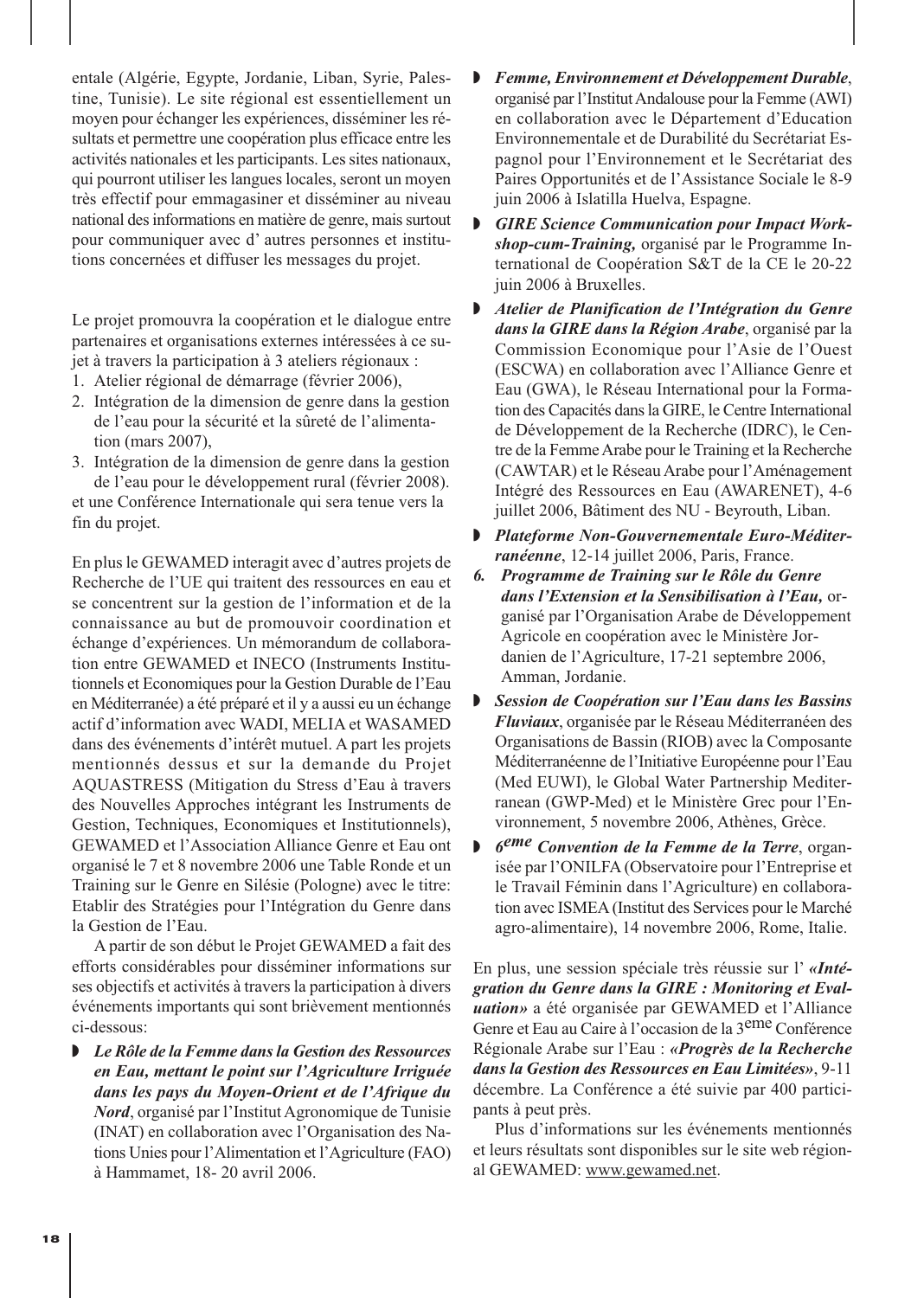entale (Algérie, Egypte, Jordanie, Liban, Syrie, Palestine, Tunisie). Le site régional est essentiellement un moyen pour échanger les expériences, disséminer les résultats et permettre une coopération plus efficace entre les activités nationales et les participants. Les sites nationaux, qui pourront utiliser les langues locales, seront un moyen très effectif pour emmagasiner et disséminer au niveau national des informations en matière de genre, mais surtout pour communiquer avec d' autres personnes et institutions concernées et diffuser les messages du projet.

Le projet promouvra la coopération et le dialogue entre partenaires et organisations externes intéressées à ce sujet à travers la participation à 3 ateliers régionaux :

1. Atelier régional de démarrage (février 2006),
2. Intégration de la dimension de genre dans la gestion de l'eau pour la sécurité et la sûreté de l'alimentation (mars 2007),
3. Intégration de la dimension de genre dans la gestion de l'eau pour le développement rural (février 2008).

et une Conférence Internationale qui sera tenue vers la fin du projet.

En plus le GEWAMED interagit avec d'autres projets de Recherche de l'UE qui traitent des ressources en eau et se concentrent sur la gestion de l'information et de la connaissance au but de promouvoir coordination et échange d'expériences. Un mémorandum de collaboration entre GEWAMED et INECO (Instruments Institutionnels et Economiques pour la Gestion Durable de l'Eau en Méditerranée) a été préparé et il y a aussi eu un échange actif d'information avec WADI, MELIA et WASAMED dans des événements d'intérêt mutuel. A part les projets mentionnés dessus et sur la demande du Projet AQUASTRESS (Mitigation du Stress d'Eau à travers des Nouvelles Approches intégrant les Instruments de Gestion, Techniques, Economiques et Institutionnels), GEWAMED et l'Association Alliance Genre et Eau ont organisé le 7 et 8 novembre 2006 une Table Ronde et un Training sur le Genre en Silésie (Pologne) avec le titre: Etablir des Stratégies pour l'Intégration du Genre dans la Gestion de l'Eau.

A partir de son début le Projet GEWAMED a fait des efforts considérables pour disséminer informations sur ses objectifs et activités à travers la participation à divers événements importants qui sont brièvement mentionnés ci-dessous:

- ***Le Rôle de la Femme dans la Gestion des Ressources en Eau, mettant le point sur l'Agriculture Irriguée dans les pays du Moyen-Orient et de l'Afrique du Nord***, organisé par l'Institut Agronomique de Tunisie (INAT) en collaboration avec l'Organisation des Nations Unies pour l'Alimentation et l'Agriculture (FAO) à Hammamet, 18- 20 avril 2006.
- ***Femme, Environnement et Développement Durable***, organisé par l'Institut Andalouse pour la Femme (AWI) en collaboration avec le Département d'Education Environnementale et de Durabilité du Secrétariat Espagnol pour l'Environnement et le Secrétariat des Paires Opportunités et de l'Assistance Sociale le 8-9 juin 2006 à Islatilla Huelva, Espagne.
- ***GIRE Science Communication pour Impact Workshop-cum-Training,*** organisé par le Programme International de Coopération S&T de la CE le 20-22 juin 2006 à Bruxelles.
- ***Atelier de Planification de l'Intégration du Genre dans la GIRE dans la Région Arabe***, organisé par la Commission Economique pour l'Asie de l'Ouest (ESCWA) en collaboration avec l'Alliance Genre et Eau (GWA), le Réseau International pour la Formation des Capacités dans la GIRE, le Centre International de Développement de la Recherche (IDRC), le Centre de la Femme Arabe pour le Training et la Recherche (CAWTAR) et le Réseau Arabe pour l'Aménagement Intégré des Ressources en Eau (AWARENET), 4-6 juillet 2006, Bâtiment des NU - Beyrouth, Liban.
- ***Plateforme Non-Gouvernementale Euro-Méditerranéenne***, 12-14 juillet 2006, Paris, France.

6. ***Programme de Training sur le Rôle du Genre dans l'Extension et la Sensibilisation à l'Eau,*** organisé par l'Organisation Arabe de Développement Agricole en coopération avec le Ministère Jordanien de l'Agriculture, 17-21 septembre 2006, Amman, Jordanie.

- ***Session de Coopération sur l'Eau dans les Bassins Fluviaux***, organisée par le Réseau Méditerranéen des Organisations de Bassin (RIOB) avec la Composante Méditerranéenne de l'Initiative Européenne pour l'Eau (Med EUWI), le Global Water Partnership Mediterranean (GWP-Med) et le Ministère Grec pour l'Environnement, 5 novembre 2006, Athènes, Grèce.
- ***6eme Convention de la Femme de la Terre***, organisée par l'ONILFA (Observatoire pour l'Entreprise et le Travail Féminin dans l'Agriculture) en collaboration avec ISMEA (Institut des Services pour le Marché agro-alimentaire), 14 novembre 2006, Rome, Italie.

En plus, une session spéciale très réussie sur l' ***«Intégration du Genre dans la GIRE : Monitoring et Evaluation»*** a été organisée par GEWAMED et l'Alliance Genre et Eau au Caire à l'occasion de la 3eme Conférence Régionale Arabe sur l'Eau : ***«Progrès de la Recherche dans la Gestion des Ressources en Eau Limitées»***, 9-11 décembre. La Conférence a été suivie par 400 participants à peut près.

Plus d'informations sur les événements mentionnés et leurs résultats sont disponibles sur le site web régional GEWAMED: www.gewamed.net.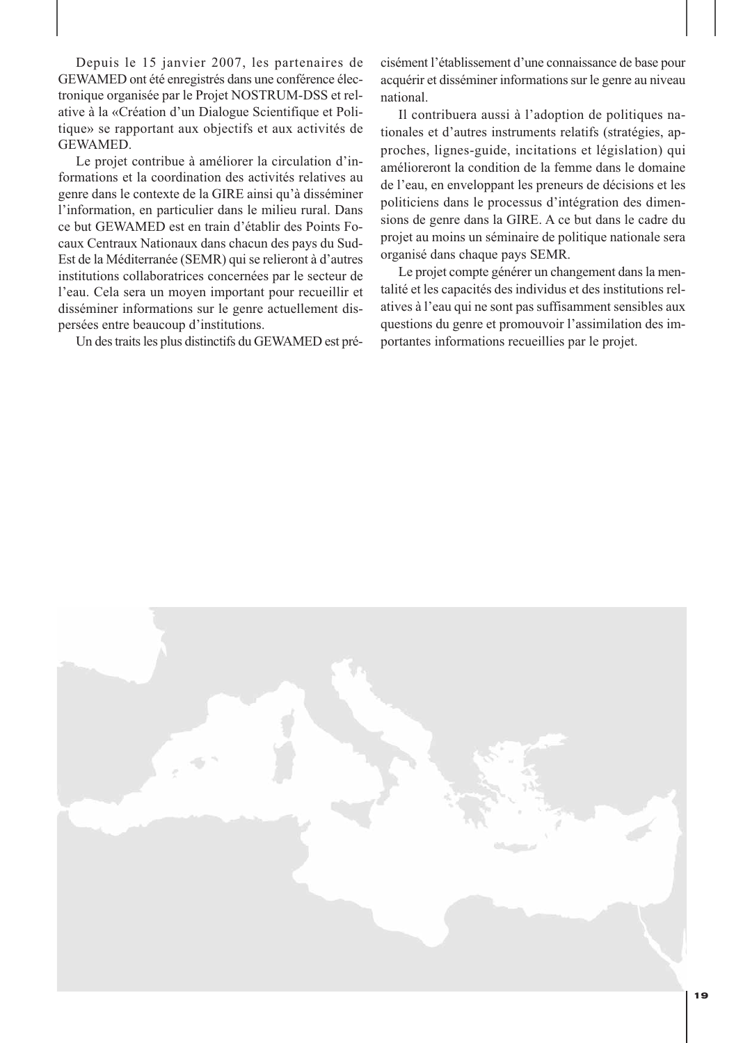Depuis le 15 janvier 2007, les partenaires de GEWAMED ont été enregistrés dans une conférence électronique organisée par le Projet NOSTRUM-DSS et relative à la «Création d'un Dialogue Scientifique et Politique» se rapportant aux objectifs et aux activités de GEWAMED.

Le projet contribue à améliorer la circulation d'informations et la coordination des activités relatives au genre dans le contexte de la GIRE ainsi qu'à disséminer l'information, en particulier dans le milieu rural. Dans ce but GEWAMED est en train d'établir des Points Focaux Centraux Nationaux dans chacun des pays du Sud-Est de la Méditerranée (SEMR) qui se relieront à d'autres institutions collaboratrices concernées par le secteur de l'eau. Cela sera un moyen important pour recueillir et disséminer informations sur le genre actuellement dispersées entre beaucoup d'institutions.

Un des traits les plus distinctifs du GEWAMED est précisément l'établissement d'une connaissance de base pour acquérir et disséminer informations sur le genre au niveau national.

Il contribuera aussi à l'adoption de politiques nationales et d'autres instruments relatifs (stratégies, approches, lignes-guide, incitations et législation) qui amélioreront la condition de la femme dans le domaine de l'eau, en enveloppant les preneurs de décisions et les politiciens dans le processus d'intégration des dimensions de genre dans la GIRE. A ce but dans le cadre du projet au moins un séminaire de politique nationale sera organisé dans chaque pays SEMR.

Le projet compte générer un changement dans la mentalité et les capacités des individus et des institutions relatives à l'eau qui ne sont pas suffisamment sensibles aux questions du genre et promouvoir l'assimilation des importantes informations recueillies par le projet.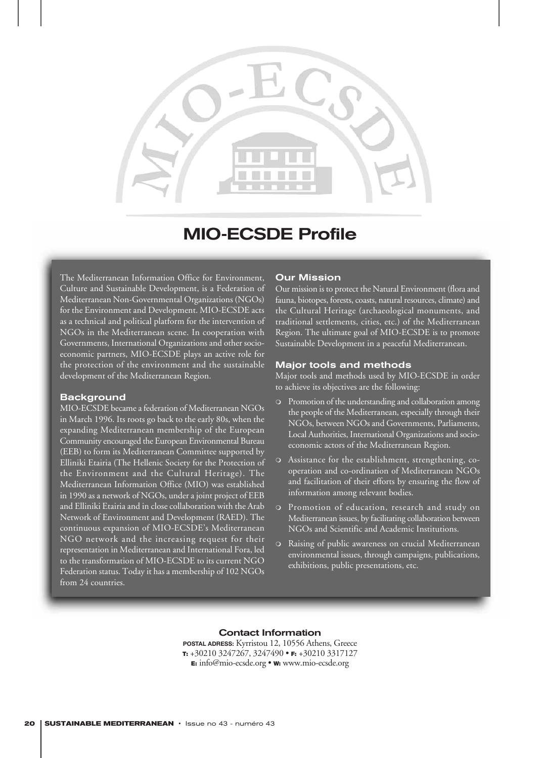# MIO-ECSDE Profile

The Mediterranean Information Office for Environment, Culture and Sustainable Development, is a Federation of Mediterranean Non-Governmental Organizations (NGOs) for the Environment and Development. MIO-ECSDE acts as a technical and political platform for the intervention of NGOs in the Mediterranean scene. In cooperation with Governments, International Organizations and other socio-economic partners, MIO-ECSDE plays an active role for the protection of the environment and the sustainable development of the Mediterranean Region.

### Background

MIO-ECSDE became a federation of Mediterranean NGOs in March 1996. Its roots go back to the early 80s, when the expanding Mediterranean membership of the European Community encouraged the European Environmental Bureau (EEB) to form its Mediterranean Committee supported by Elliniki Etairia (The Hellenic Society for the Protection of the Environment and the Cultural Heritage). The Mediterranean Information Office (MIO) was established in 1990 as a network of NGOs, under a joint project of EEB and Elliniki Etairia and in close collaboration with the Arab Network of Environment and Development (RAED). The continuous expansion of MIO-ECSDE's Mediterranean NGO network and the increasing request for their representation in Mediterranean and International Fora, led to the transformation of MIO-ECSDE to its current NGO Federation status. Today it has a membership of 102 NGOs from 24 countries.

### Our Mission

Our mission is to protect the Natural Environment (flora and fauna, biotopes, forests, coasts, natural resources, climate) and the Cultural Heritage (archaeological monuments, and traditional settlements, cities, etc.) of the Mediterranean Region. The ultimate goal of MIO-ECSDE is to promote Sustainable Development in a peaceful Mediterranean.

### Major tools and methods

Major tools and methods used by MIO-ECSDE in order to achieve its objectives are the following:

- Promotion of the understanding and collaboration among the people of the Mediterranean, especially through their NGOs, between NGOs and Governments, Parliaments, Local Authorities, International Organizations and socio-economic actors of the Mediterranean Region.
- Assistance for the establishment, strengthening, co-operation and co-ordination of Mediterranean NGOs and facilitation of their efforts by ensuring the flow of information among relevant bodies.
- Promotion of education, research and study on Mediterranean issues, by facilitating collaboration between NGOs and Scientific and Academic Institutions.
- Raising of public awareness on crucial Mediterranean environmental issues, through campaigns, publications, exhibitions, public presentations, etc.

### Contact Information

**POSTAL ADRESS:** Kyrristou 12, 10556 Athens, Greece
**T:** +30210 3247267, 3247490 • **F:** +30210 3317127
**E:** info@mio-ecsde.org • **W:** www.mio-ecsde.org